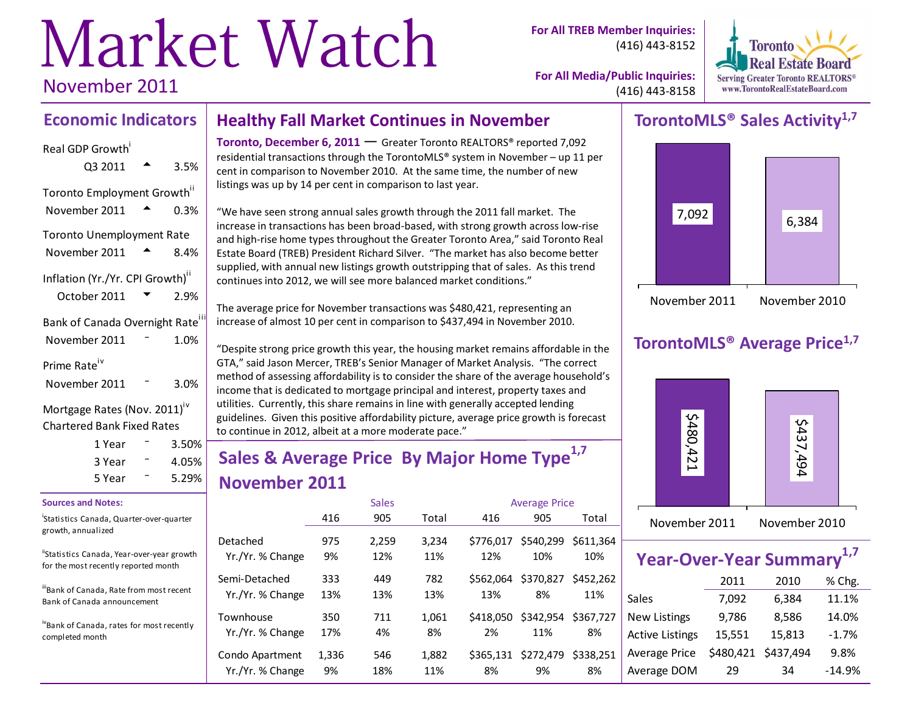# Market Watch

November 2011

**For All TREB Member Inquiries:**
(416) 443-8152

**For All Media/Public Inquiries:**
(416) 443-8158

Toronto Real Estate Board
Serving Greater Toronto REALTORS®
www.TorontoRealEstateBoard.com

## Economic Indicators

| | | |
|---|---|---|
| Real GDP Growth[i] | | |
| Q3 2011 | ▲ | 3.5% |
| Toronto Employment Growth[ii] | | |
| November 2011 | ▲ | 0.3% |
| Toronto Unemployment Rate | | |
| November 2011 | ▲ | 8.4% |
| Inflation (Yr./Yr. CPI Growth)[ii] | | |
| October 2011 | ▼ | 2.9% |
| Bank of Canada Overnight Rate[iii] | | |
| November 2011 | – | 1.0% |
| Prime Rate[iv] | | |
| November 2011 | – | 3.0% |
| Mortgage Rates (Nov. 2011)[iv] Chartered Bank Fixed Rates | | |
| 1 Year | – | 3.50% |
| 3 Year | – | 4.05% |
| 5 Year | – | 5.29% |

**Sources and Notes:**

[i] Statistics Canada, Quarter-over-quarter growth, annualized

[ii] Statistics Canada, Year-over-year growth for the most recently reported month

[iii] Bank of Canada, Rate from most recent Bank of Canada announcement

[iv] Bank of Canada, rates for most recently completed month

## Healthy Fall Market Continues in November

**Toronto, December 6, 2011** — Greater Toronto REALTORS® reported 7,092 residential transactions through the TorontoMLS® system in November – up 11 per cent in comparison to November 2010. At the same time, the number of new listings was up by 14 per cent in comparison to last year.

"We have seen strong annual sales growth through the 2011 fall market. The increase in transactions has been broad-based, with strong growth across low-rise and high-rise home types throughout the Greater Toronto Area," said Toronto Real Estate Board (TREB) President Richard Silver. "The market has also become better supplied, with annual new listings growth outstripping that of sales. As this trend continues into 2012, we will see more balanced market conditions."

The average price for November transactions was $480,421, representing an increase of almost 10 per cent in comparison to $437,494 in November 2010.

"Despite strong price growth this year, the housing market remains affordable in the GTA," said Jason Mercer, TREB's Senior Manager of Market Analysis. "The correct method of assessing affordability is to consider the share of the average household's income that is dedicated to mortgage principal and interest, property taxes and utilities. Currently, this share remains in line with generally accepted lending guidelines. Given this positive affordability picture, average price growth is forecast to continue in 2012, albeit at a more moderate pace."

## Sales & Average Price By Major Home Type[1,7] November 2011

| | Sales | | | Average Price | | |
|---|---|---|---|---|---|---|
| | 416 | 905 | Total | 416 | 905 | Total |
| Detached | 975 | 2,259 | 3,234 | $776,017 | $540,299 | $611,364 |
| Yr./Yr. % Change | 9% | 12% | 11% | 12% | 10% | 10% |
| Semi-Detached | 333 | 449 | 782 | $562,064 | $370,827 | $452,262 |
| Yr./Yr. % Change | 13% | 13% | 13% | 13% | 8% | 11% |
| Townhouse | 350 | 711 | 1,061 | $418,050 | $342,954 | $367,727 |
| Yr./Yr. % Change | 17% | 4% | 8% | 2% | 11% | 8% |
| Condo Apartment | 1,336 | 546 | 1,882 | $365,131 | $272,479 | $338,251 |
| Yr./Yr. % Change | 9% | 18% | 11% | 8% | 9% | 8% |

## TorontoMLS® Sales Activity[1,7]

7,092
6,384
November 2011
November 2010

## TorontoMLS® Average Price[1,7]

$480,421
$437,494
November 2011
November 2010

## Year-Over-Year Summary[1,7]

| | 2011 | 2010 | % Chg. |
|---|---|---|---|
| Sales | 7,092 | 6,384 | 11.1% |
| New Listings | 9,786 | 8,586 | 14.0% |
| Active Listings | 15,551 | 15,813 | -1.7% |
| Average Price | $480,421 | $437,494 | 9.8% |
| Average DOM | 29 | 34 | -14.9% |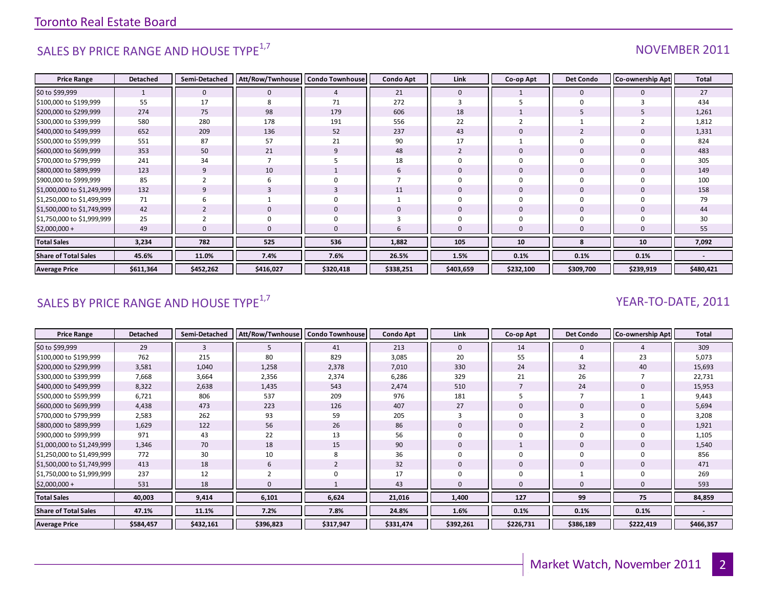## SALES BY PRICE RANGE AND HOUSE TYPE[1,7]

NOVEMBER 2011

| Price Range | Detached | Semi-Detached | Att/Row/Twnhouse | Condo Townhouse | Condo Apt | Link | Co-op Apt | Det Condo | Co-ownership Apt | Total |
|---|---|---|---|---|---|---|---|---|---|---|
| $0 to $99,999 | 1 | 0 | 0 | 4 | 21 | 0 | 1 | 0 | 0 | 27 |
| $100,000 to $199,999 | 55 | 17 | 8 | 71 | 272 | 3 | 5 | 0 | 3 | 434 |
| $200,000 to $299,999 | 274 | 75 | 98 | 179 | 606 | 18 | 1 | 5 | 5 | 1,261 |
| $300,000 to $399,999 | 580 | 280 | 178 | 191 | 556 | 22 | 2 | 1 | 2 | 1,812 |
| $400,000 to $499,999 | 652 | 209 | 136 | 52 | 237 | 43 | 0 | 2 | 0 | 1,331 |
| $500,000 to $599,999 | 551 | 87 | 57 | 21 | 90 | 17 | 1 | 0 | 0 | 824 |
| $600,000 to $699,999 | 353 | 50 | 21 | 9 | 48 | 2 | 0 | 0 | 0 | 483 |
| $700,000 to $799,999 | 241 | 34 | 7 | 5 | 18 | 0 | 0 | 0 | 0 | 305 |
| $800,000 to $899,999 | 123 | 9 | 10 | 1 | 6 | 0 | 0 | 0 | 0 | 149 |
| $900,000 to $999,999 | 85 | 2 | 6 | 0 | 7 | 0 | 0 | 0 | 0 | 100 |
| $1,000,000 to $1,249,999 | 132 | 9 | 3 | 3 | 11 | 0 | 0 | 0 | 0 | 158 |
| $1,250,000 to $1,499,999 | 71 | 6 | 1 | 0 | 1 | 0 | 0 | 0 | 0 | 79 |
| $1,500,000 to $1,749,999 | 42 | 2 | 0 | 0 | 0 | 0 | 0 | 0 | 0 | 44 |
| $1,750,000 to $1,999,999 | 25 | 2 | 0 | 0 | 3 | 0 | 0 | 0 | 0 | 30 |
| $2,000,000 + | 49 | 0 | 0 | 0 | 6 | 0 | 0 | 0 | 0 | 55 |
| **Total Sales** | **3,234** | **782** | **525** | **536** | **1,882** | **105** | **10** | **8** | **10** | **7,092** |
| **Share of Total Sales** | **45.6%** | **11.0%** | **7.4%** | **7.6%** | **26.5%** | **1.5%** | **0.1%** | **0.1%** | **0.1%** | **-** |
| **Average Price** | **$611,364** | **$452,262** | **$416,027** | **$320,418** | **$338,251** | **$403,659** | **$232,100** | **$309,700** | **$239,919** | **$480,421** |

## SALES BY PRICE RANGE AND HOUSE TYPE[1,7]

YEAR-TO-DATE, 2011

| Price Range | Detached | Semi-Detached | Att/Row/Twnhouse | Condo Townhouse | Condo Apt | Link | Co-op Apt | Det Condo | Co-ownership Apt | Total |
|---|---|---|---|---|---|---|---|---|---|---|
| $0 to $99,999 | 29 | 3 | 5 | 41 | 213 | 0 | 14 | 0 | 4 | 309 |
| $100,000 to $199,999 | 762 | 215 | 80 | 829 | 3,085 | 20 | 55 | 4 | 23 | 5,073 |
| $200,000 to $299,999 | 3,581 | 1,040 | 1,258 | 2,378 | 7,010 | 330 | 24 | 32 | 40 | 15,693 |
| $300,000 to $399,999 | 7,668 | 3,664 | 2,356 | 2,374 | 6,286 | 329 | 21 | 26 | 7 | 22,731 |
| $400,000 to $499,999 | 8,322 | 2,638 | 1,435 | 543 | 2,474 | 510 | 7 | 24 | 0 | 15,953 |
| $500,000 to $599,999 | 6,721 | 806 | 537 | 209 | 976 | 181 | 5 | 7 | 1 | 9,443 |
| $600,000 to $699,999 | 4,438 | 473 | 223 | 126 | 407 | 27 | 0 | 0 | 0 | 5,694 |
| $700,000 to $799,999 | 2,583 | 262 | 93 | 59 | 205 | 3 | 0 | 3 | 0 | 3,208 |
| $800,000 to $899,999 | 1,629 | 122 | 56 | 26 | 86 | 0 | 0 | 2 | 0 | 1,921 |
| $900,000 to $999,999 | 971 | 43 | 22 | 13 | 56 | 0 | 0 | 0 | 0 | 1,105 |
| $1,000,000 to $1,249,999 | 1,346 | 70 | 18 | 15 | 90 | 0 | 1 | 0 | 0 | 1,540 |
| $1,250,000 to $1,499,999 | 772 | 30 | 10 | 8 | 36 | 0 | 0 | 0 | 0 | 856 |
| $1,500,000 to $1,749,999 | 413 | 18 | 6 | 2 | 32 | 0 | 0 | 0 | 0 | 471 |
| $1,750,000 to $1,999,999 | 237 | 12 | 2 | 0 | 17 | 0 | 0 | 1 | 0 | 269 |
| $2,000,000 + | 531 | 18 | 0 | 1 | 43 | 0 | 0 | 0 | 0 | 593 |
| **Total Sales** | **40,003** | **9,414** | **6,101** | **6,624** | **21,016** | **1,400** | **127** | **99** | **75** | **84,859** |
| **Share of Total Sales** | **47.1%** | **11.1%** | **7.2%** | **7.8%** | **24.8%** | **1.6%** | **0.1%** | **0.1%** | **0.1%** | **-** |
| **Average Price** | **$584,457** | **$432,161** | **$396,823** | **$317,947** | **$331,474** | **$392,261** | **$226,731** | **$386,189** | **$222,419** | **$466,357** |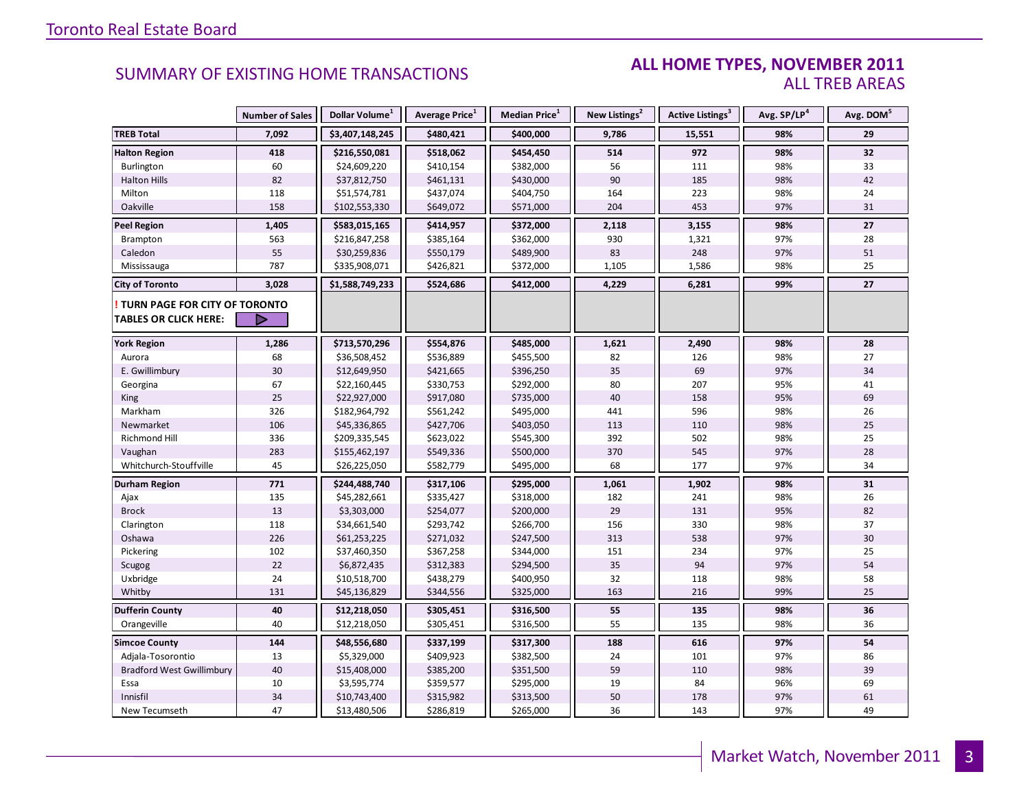## SUMMARY OF EXISTING HOME TRANSACTIONS

### ALL HOME TYPES, NOVEMBER 2011
### ALL TREB AREAS

| | Number of Sales | Dollar Volume[1] | Average Price[1] | Median Price[1] | New Listings[2] | Active Listings[3] | Avg. SP/LP[4] | Avg. DOM[5] |
|---|---|---|---|---|---|---|---|---|
| **TREB Total** | **7,092** | **$3,407,148,245** | **$480,421** | **$400,000** | **9,786** | **15,551** | **98%** | **29** |
| **Halton Region** | **418** | **$216,550,081** | **$518,062** | **$454,450** | **514** | **972** | **98%** | **32** |
| Burlington | 60 | $24,609,220 | $410,154 | $382,000 | 56 | 111 | 98% | 33 |
| Halton Hills | 82 | $37,812,750 | $461,131 | $430,000 | 90 | 185 | 98% | 42 |
| Milton | 118 | $51,574,781 | $437,074 | $404,750 | 164 | 223 | 98% | 24 |
| Oakville | 158 | $102,553,330 | $649,072 | $571,000 | 204 | 453 | 97% | 31 |
| **Peel Region** | **1,405** | **$583,015,165** | **$414,957** | **$372,000** | **2,118** | **3,155** | **98%** | **27** |
| Brampton | 563 | $216,847,258 | $385,164 | $362,000 | 930 | 1,321 | 97% | 28 |
| Caledon | 55 | $30,259,836 | $550,179 | $489,900 | 83 | 248 | 97% | 51 |
| Mississauga | 787 | $335,908,071 | $426,821 | $372,000 | 1,105 | 1,586 | 98% | 25 |
| **City of Toronto** | **3,028** | **$1,588,749,233** | **$524,686** | **$412,000** | **4,229** | **6,281** | **99%** | **27** |
| **! TURN PAGE FOR CITY OF TORONTO TABLES OR CLICK HERE:** | | | | | | | | |
| **York Region** | **1,286** | **$713,570,296** | **$554,876** | **$485,000** | **1,621** | **2,490** | **98%** | **28** |
| Aurora | 68 | $36,508,452 | $536,889 | $455,500 | 82 | 126 | 98% | 27 |
| E. Gwillimbury | 30 | $12,649,950 | $421,665 | $396,250 | 35 | 69 | 97% | 34 |
| Georgina | 67 | $22,160,445 | $330,753 | $292,000 | 80 | 207 | 95% | 41 |
| King | 25 | $22,927,000 | $917,080 | $735,000 | 40 | 158 | 95% | 69 |
| Markham | 326 | $182,964,792 | $561,242 | $495,000 | 441 | 596 | 98% | 26 |
| Newmarket | 106 | $45,336,865 | $427,706 | $403,050 | 113 | 110 | 98% | 25 |
| Richmond Hill | 336 | $209,335,545 | $623,022 | $545,300 | 392 | 502 | 98% | 25 |
| Vaughan | 283 | $155,462,197 | $549,336 | $500,000 | 370 | 545 | 97% | 28 |
| Whitchurch-Stouffville | 45 | $26,225,050 | $582,779 | $495,000 | 68 | 177 | 97% | 34 |
| **Durham Region** | **771** | **$244,488,740** | **$317,106** | **$295,000** | **1,061** | **1,902** | **98%** | **31** |
| Ajax | 135 | $45,282,661 | $335,427 | $318,000 | 182 | 241 | 98% | 26 |
| Brock | 13 | $3,303,000 | $254,077 | $200,000 | 29 | 131 | 95% | 82 |
| Clarington | 118 | $34,661,540 | $293,742 | $266,700 | 156 | 330 | 98% | 37 |
| Oshawa | 226 | $61,253,225 | $271,032 | $247,500 | 313 | 538 | 97% | 30 |
| Pickering | 102 | $37,460,350 | $367,258 | $344,000 | 151 | 234 | 97% | 25 |
| Scugog | 22 | $6,872,435 | $312,383 | $294,500 | 35 | 94 | 97% | 54 |
| Uxbridge | 24 | $10,518,700 | $438,279 | $400,950 | 32 | 118 | 98% | 58 |
| Whitby | 131 | $45,136,829 | $344,556 | $325,000 | 163 | 216 | 99% | 25 |
| **Dufferin County** | **40** | **$12,218,050** | **$305,451** | **$316,500** | **55** | **135** | **98%** | **36** |
| Orangeville | 40 | $12,218,050 | $305,451 | $316,500 | 55 | 135 | 98% | 36 |
| **Simcoe County** | **144** | **$48,556,680** | **$337,199** | **$317,300** | **188** | **616** | **97%** | **54** |
| Adjala-Tosorontio | 13 | $5,329,000 | $409,923 | $382,500 | 24 | 101 | 97% | 86 |
| Bradford West Gwillimbury | 40 | $15,408,000 | $385,200 | $351,500 | 59 | 110 | 98% | 39 |
| Essa | 10 | $3,595,774 | $359,577 | $295,000 | 19 | 84 | 96% | 69 |
| Innisfil | 34 | $10,743,400 | $315,982 | $313,500 | 50 | 178 | 97% | 61 |
| New Tecumseth | 47 | $13,480,506 | $286,819 | $265,000 | 36 | 143 | 97% | 49 |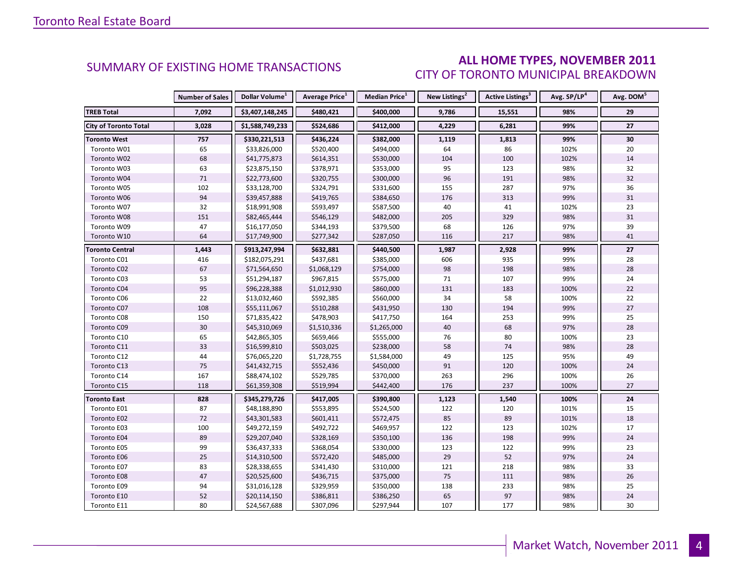## SUMMARY OF EXISTING HOME TRANSACTIONS

### ALL HOME TYPES, NOVEMBER 2011
### CITY OF TORONTO MUNICIPAL BREAKDOWN

| | Number of Sales | Dollar Volume[1] | Average Price[1] | Median Price[1] | New Listings[2] | Active Listings[3] | Avg. SP/LP[4] | Avg. DOM[5] |
|---|---|---|---|---|---|---|---|---|
| **TREB Total** | **7,092** | **$3,407,148,245** | **$480,421** | **$400,000** | **9,786** | **15,551** | **98%** | **29** |
| **City of Toronto Total** | **3,028** | **$1,588,749,233** | **$524,686** | **$412,000** | **4,229** | **6,281** | **99%** | **27** |
| **Toronto West** | **757** | **$330,221,513** | **$436,224** | **$382,000** | **1,119** | **1,813** | **99%** | **30** |
| Toronto W01 | 65 | $33,826,000 | $520,400 | $494,000 | 64 | 86 | 102% | 20 |
| Toronto W02 | 68 | $41,775,873 | $614,351 | $530,000 | 104 | 100 | 102% | 14 |
| Toronto W03 | 63 | $23,875,150 | $378,971 | $353,000 | 95 | 123 | 98% | 32 |
| Toronto W04 | 71 | $22,773,600 | $320,755 | $300,000 | 96 | 191 | 98% | 32 |
| Toronto W05 | 102 | $33,128,700 | $324,791 | $331,600 | 155 | 287 | 97% | 36 |
| Toronto W06 | 94 | $39,457,888 | $419,765 | $384,650 | 176 | 313 | 99% | 31 |
| Toronto W07 | 32 | $18,991,908 | $593,497 | $587,500 | 40 | 41 | 102% | 23 |
| Toronto W08 | 151 | $82,465,444 | $546,129 | $482,000 | 205 | 329 | 98% | 31 |
| Toronto W09 | 47 | $16,177,050 | $344,193 | $379,500 | 68 | 126 | 97% | 39 |
| Toronto W10 | 64 | $17,749,900 | $277,342 | $287,050 | 116 | 217 | 98% | 41 |
| **Toronto Central** | **1,443** | **$913,247,994** | **$632,881** | **$440,500** | **1,987** | **2,928** | **99%** | **27** |
| Toronto C01 | 416 | $182,075,291 | $437,681 | $385,000 | 606 | 935 | 99% | 28 |
| Toronto C02 | 67 | $71,564,650 | $1,068,129 | $754,000 | 98 | 198 | 98% | 28 |
| Toronto C03 | 53 | $51,294,187 | $967,815 | $575,000 | 71 | 107 | 99% | 24 |
| Toronto C04 | 95 | $96,228,388 | $1,012,930 | $860,000 | 131 | 183 | 100% | 22 |
| Toronto C06 | 22 | $13,032,460 | $592,385 | $560,000 | 34 | 58 | 100% | 22 |
| Toronto C07 | 108 | $55,111,067 | $510,288 | $431,950 | 130 | 194 | 99% | 27 |
| Toronto C08 | 150 | $71,835,422 | $478,903 | $417,750 | 164 | 253 | 99% | 25 |
| Toronto C09 | 30 | $45,310,069 | $1,510,336 | $1,265,000 | 40 | 68 | 97% | 28 |
| Toronto C10 | 65 | $42,865,305 | $659,466 | $555,000 | 76 | 80 | 100% | 23 |
| Toronto C11 | 33 | $16,599,810 | $503,025 | $238,000 | 58 | 74 | 98% | 28 |
| Toronto C12 | 44 | $76,065,220 | $1,728,755 | $1,584,000 | 49 | 125 | 95% | 49 |
| Toronto C13 | 75 | $41,432,715 | $552,436 | $450,000 | 91 | 120 | 100% | 24 |
| Toronto C14 | 167 | $88,474,102 | $529,785 | $370,000 | 263 | 296 | 100% | 26 |
| Toronto C15 | 118 | $61,359,308 | $519,994 | $442,400 | 176 | 237 | 100% | 27 |
| **Toronto East** | **828** | **$345,279,726** | **$417,005** | **$390,800** | **1,123** | **1,540** | **100%** | **24** |
| Toronto E01 | 87 | $48,188,890 | $553,895 | $524,500 | 122 | 120 | 101% | 15 |
| Toronto E02 | 72 | $43,301,583 | $601,411 | $572,475 | 85 | 89 | 101% | 18 |
| Toronto E03 | 100 | $49,272,159 | $492,722 | $469,957 | 122 | 123 | 102% | 17 |
| Toronto E04 | 89 | $29,207,040 | $328,169 | $350,100 | 136 | 198 | 99% | 24 |
| Toronto E05 | 99 | $36,437,333 | $368,054 | $330,000 | 123 | 122 | 99% | 23 |
| Toronto E06 | 25 | $14,310,500 | $572,420 | $485,000 | 29 | 52 | 97% | 24 |
| Toronto E07 | 83 | $28,338,655 | $341,430 | $310,000 | 121 | 218 | 98% | 33 |
| Toronto E08 | 47 | $20,525,600 | $436,715 | $375,000 | 75 | 111 | 98% | 26 |
| Toronto E09 | 94 | $31,016,128 | $329,959 | $350,000 | 138 | 233 | 98% | 25 |
| Toronto E10 | 52 | $20,114,150 | $386,811 | $386,250 | 65 | 97 | 98% | 24 |
| Toronto E11 | 80 | $24,567,688 | $307,096 | $297,944 | 107 | 177 | 98% | 30 |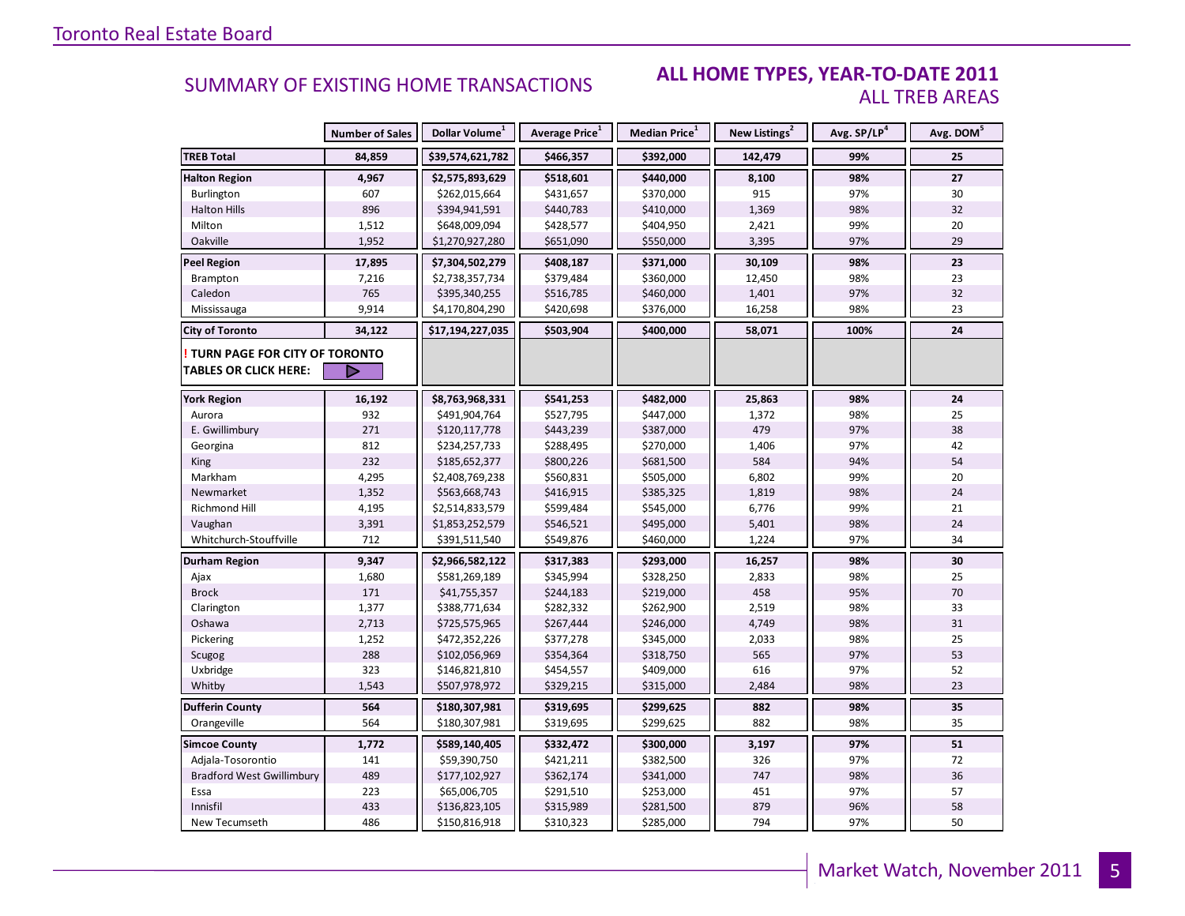## SUMMARY OF EXISTING HOME TRANSACTIONS

## ALL HOME TYPES, YEAR-TO-DATE 2011
### ALL TREB AREAS

| | Number of Sales | Dollar Volume[1] | Average Price[1] | Median Price[1] | New Listings[2] | Avg. SP/LP[4] | Avg. DOM[5] |
|---|---|---|---|---|---|---|---|
| **TREB Total** | **84,859** | **$39,574,621,782** | **$466,357** | **$392,000** | **142,479** | **99%** | **25** |
| **Halton Region** | **4,967** | **$2,575,893,629** | **$518,601** | **$440,000** | **8,100** | **98%** | **27** |
| Burlington | 607 | $262,015,664 | $431,657 | $370,000 | 915 | 97% | 30 |
| Halton Hills | 896 | $394,941,591 | $440,783 | $410,000 | 1,369 | 98% | 32 |
| Milton | 1,512 | $648,009,094 | $428,577 | $404,950 | 2,421 | 99% | 20 |
| Oakville | 1,952 | $1,270,927,280 | $651,090 | $550,000 | 3,395 | 97% | 29 |
| **Peel Region** | **17,895** | **$7,304,502,279** | **$408,187** | **$371,000** | **30,109** | **98%** | **23** |
| Brampton | 7,216 | $2,738,357,734 | $379,484 | $360,000 | 12,450 | 98% | 23 |
| Caledon | 765 | $395,340,255 | $516,785 | $460,000 | 1,401 | 97% | 32 |
| Mississauga | 9,914 | $4,170,804,290 | $420,698 | $376,000 | 16,258 | 98% | 23 |
| **City of Toronto** | **34,122** | **$17,194,227,035** | **$503,904** | **$400,000** | **58,071** | **100%** | **24** |
| **! TURN PAGE FOR CITY OF TORONTO TABLES OR CLICK HERE:** | | | | | | | |
| **York Region** | **16,192** | **$8,763,968,331** | **$541,253** | **$482,000** | **25,863** | **98%** | **24** |
| Aurora | 932 | $491,904,764 | $527,795 | $447,000 | 1,372 | 98% | 25 |
| E. Gwillimbury | 271 | $120,117,778 | $443,239 | $387,000 | 479 | 97% | 38 |
| Georgina | 812 | $234,257,733 | $288,495 | $270,000 | 1,406 | 97% | 42 |
| King | 232 | $185,652,377 | $800,226 | $681,500 | 584 | 94% | 54 |
| Markham | 4,295 | $2,408,769,238 | $560,831 | $505,000 | 6,802 | 99% | 20 |
| Newmarket | 1,352 | $563,668,743 | $416,915 | $385,325 | 1,819 | 98% | 24 |
| Richmond Hill | 4,195 | $2,514,833,579 | $599,484 | $545,000 | 6,776 | 99% | 21 |
| Vaughan | 3,391 | $1,853,252,579 | $546,521 | $495,000 | 5,401 | 98% | 24 |
| Whitchurch-Stouffville | 712 | $391,511,540 | $549,876 | $460,000 | 1,224 | 97% | 34 |
| **Durham Region** | **9,347** | **$2,966,582,122** | **$317,383** | **$293,000** | **16,257** | **98%** | **30** |
| Ajax | 1,680 | $581,269,189 | $345,994 | $328,250 | 2,833 | 98% | 25 |
| Brock | 171 | $41,755,357 | $244,183 | $219,000 | 458 | 95% | 70 |
| Clarington | 1,377 | $388,771,634 | $282,332 | $262,900 | 2,519 | 98% | 33 |
| Oshawa | 2,713 | $725,575,965 | $267,444 | $246,000 | 4,749 | 98% | 31 |
| Pickering | 1,252 | $472,352,226 | $377,278 | $345,000 | 2,033 | 98% | 25 |
| Scugog | 288 | $102,056,969 | $354,364 | $318,750 | 565 | 97% | 53 |
| Uxbridge | 323 | $146,821,810 | $454,557 | $409,000 | 616 | 97% | 52 |
| Whitby | 1,543 | $507,978,972 | $329,215 | $315,000 | 2,484 | 98% | 23 |
| **Dufferin County** | **564** | **$180,307,981** | **$319,695** | **$299,625** | **882** | **98%** | **35** |
| Orangeville | 564 | $180,307,981 | $319,695 | $299,625 | 882 | 98% | 35 |
| **Simcoe County** | **1,772** | **$589,140,405** | **$332,472** | **$300,000** | **3,197** | **97%** | **51** |
| Adjala-Tosorontio | 141 | $59,390,750 | $421,211 | $382,500 | 326 | 97% | 72 |
| Bradford West Gwillimbury | 489 | $177,102,927 | $362,174 | $341,000 | 747 | 98% | 36 |
| Essa | 223 | $65,006,705 | $291,510 | $253,000 | 451 | 97% | 57 |
| Innisfil | 433 | $136,823,105 | $315,989 | $281,500 | 879 | 96% | 58 |
| New Tecumseth | 486 | $150,816,918 | $310,323 | $285,000 | 794 | 97% | 50 |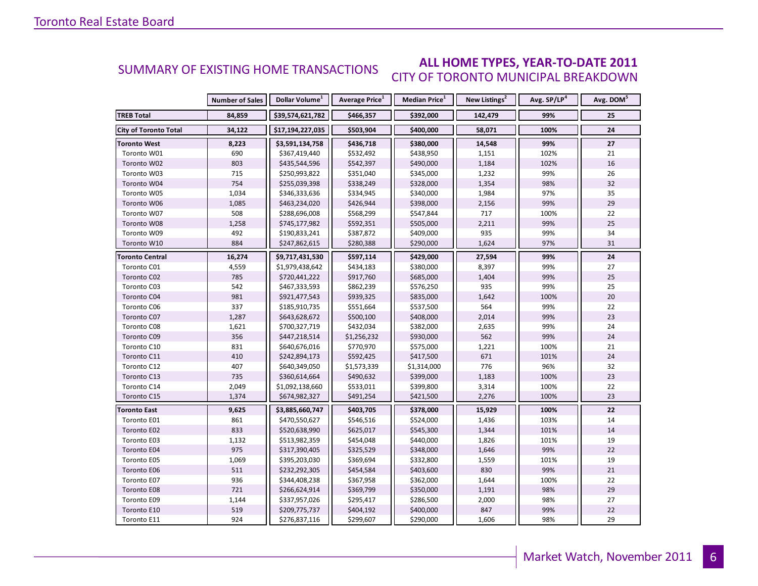## SUMMARY OF EXISTING HOME TRANSACTIONS

## ALL HOME TYPES, YEAR-TO-DATE 2011

CITY OF TORONTO MUNICIPAL BREAKDOWN

| | Number of Sales | Dollar Volume[1] | Average Price[1] | Median Price[1] | New Listings[2] | Avg. SP/LP[4] | Avg. DOM[5] |
|---|---|---|---|---|---|---|---|
| **TREB Total** | **84,859** | **$39,574,621,782** | **$466,357** | **$392,000** | **142,479** | **99%** | **25** |
| **City of Toronto Total** | **34,122** | **$17,194,227,035** | **$503,904** | **$400,000** | **58,071** | **100%** | **24** |
| **Toronto West** | **8,223** | **$3,591,134,758** | **$436,718** | **$380,000** | **14,548** | **99%** | **27** |
| Toronto W01 | 690 | $367,419,440 | $532,492 | $438,950 | 1,151 | 102% | 21 |
| Toronto W02 | 803 | $435,544,596 | $542,397 | $490,000 | 1,184 | 102% | 16 |
| Toronto W03 | 715 | $250,993,822 | $351,040 | $345,000 | 1,232 | 99% | 26 |
| Toronto W04 | 754 | $255,039,398 | $338,249 | $328,000 | 1,354 | 98% | 32 |
| Toronto W05 | 1,034 | $346,333,636 | $334,945 | $340,000 | 1,984 | 97% | 35 |
| Toronto W06 | 1,085 | $463,234,020 | $426,944 | $398,000 | 2,156 | 99% | 29 |
| Toronto W07 | 508 | $288,696,008 | $568,299 | $547,844 | 717 | 100% | 22 |
| Toronto W08 | 1,258 | $745,177,982 | $592,351 | $505,000 | 2,211 | 99% | 25 |
| Toronto W09 | 492 | $190,833,241 | $387,872 | $409,000 | 935 | 99% | 34 |
| Toronto W10 | 884 | $247,862,615 | $280,388 | $290,000 | 1,624 | 97% | 31 |
| **Toronto Central** | **16,274** | **$9,717,431,530** | **$597,114** | **$429,000** | **27,594** | **99%** | **24** |
| Toronto C01 | 4,559 | $1,979,438,642 | $434,183 | $380,000 | 8,397 | 99% | 27 |
| Toronto C02 | 785 | $720,441,222 | $917,760 | $685,000 | 1,404 | 99% | 25 |
| Toronto C03 | 542 | $467,333,593 | $862,239 | $576,250 | 935 | 99% | 25 |
| Toronto C04 | 981 | $921,477,543 | $939,325 | $835,000 | 1,642 | 100% | 20 |
| Toronto C06 | 337 | $185,910,735 | $551,664 | $537,500 | 564 | 99% | 22 |
| Toronto C07 | 1,287 | $643,628,672 | $500,100 | $408,000 | 2,014 | 99% | 23 |
| Toronto C08 | 1,621 | $700,327,719 | $432,034 | $382,000 | 2,635 | 99% | 24 |
| Toronto C09 | 356 | $447,218,514 | $1,256,232 | $930,000 | 562 | 99% | 24 |
| Toronto C10 | 831 | $640,676,016 | $770,970 | $575,000 | 1,221 | 100% | 21 |
| Toronto C11 | 410 | $242,894,173 | $592,425 | $417,500 | 671 | 101% | 24 |
| Toronto C12 | 407 | $640,349,050 | $1,573,339 | $1,314,000 | 776 | 96% | 32 |
| Toronto C13 | 735 | $360,614,664 | $490,632 | $399,000 | 1,183 | 100% | 23 |
| Toronto C14 | 2,049 | $1,092,138,660 | $533,011 | $399,800 | 3,314 | 100% | 22 |
| Toronto C15 | 1,374 | $674,982,327 | $491,254 | $421,500 | 2,276 | 100% | 23 |
| **Toronto East** | **9,625** | **$3,885,660,747** | **$403,705** | **$378,000** | **15,929** | **100%** | **22** |
| Toronto E01 | 861 | $470,550,627 | $546,516 | $524,000 | 1,436 | 103% | 14 |
| Toronto E02 | 833 | $520,638,990 | $625,017 | $545,300 | 1,344 | 101% | 14 |
| Toronto E03 | 1,132 | $513,982,359 | $454,048 | $440,000 | 1,826 | 101% | 19 |
| Toronto E04 | 975 | $317,390,405 | $325,529 | $348,000 | 1,646 | 99% | 22 |
| Toronto E05 | 1,069 | $395,203,030 | $369,694 | $332,800 | 1,559 | 101% | 19 |
| Toronto E06 | 511 | $232,292,305 | $454,584 | $403,600 | 830 | 99% | 21 |
| Toronto E07 | 936 | $344,408,238 | $367,958 | $362,000 | 1,644 | 100% | 22 |
| Toronto E08 | 721 | $266,624,914 | $369,799 | $350,000 | 1,191 | 98% | 29 |
| Toronto E09 | 1,144 | $337,957,026 | $295,417 | $286,500 | 2,000 | 98% | 27 |
| Toronto E10 | 519 | $209,775,737 | $404,192 | $400,000 | 847 | 99% | 22 |
| Toronto E11 | 924 | $276,837,116 | $299,607 | $290,000 | 1,606 | 98% | 29 |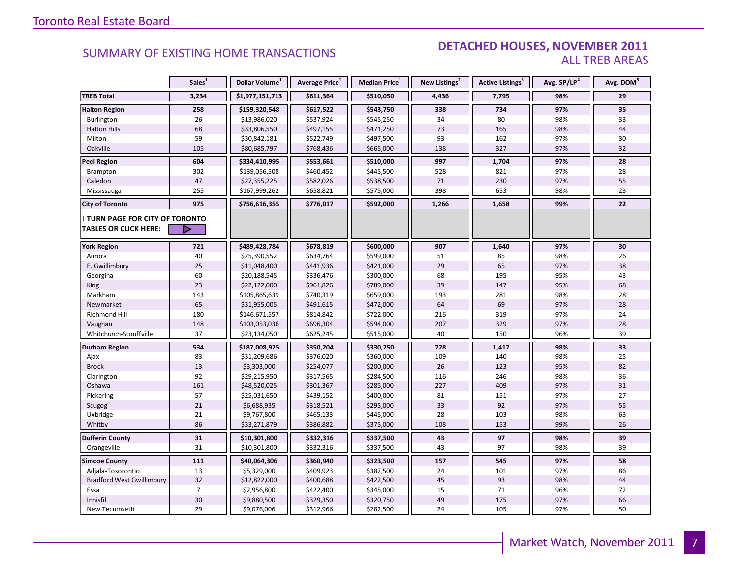## SUMMARY OF EXISTING HOME TRANSACTIONS

## DETACHED HOUSES, NOVEMBER 2011
### ALL TREB AREAS

| | Sales[1] | Dollar Volume[1] | Average Price[1] | Median Price[1] | New Listings[2] | Active Listings[3] | Avg. SP/LP[4] | Avg. DOM[5] |
|---|---|---|---|---|---|---|---|---|
| **TREB Total** | **3,234** | **$1,977,151,713** | **$611,364** | **$510,050** | **4,436** | **7,795** | **98%** | **29** |
| **Halton Region** | **258** | **$159,320,548** | **$617,522** | **$543,750** | **338** | **734** | **97%** | **35** |
| Burlington | 26 | $13,986,020 | $537,924 | $545,250 | 34 | 80 | 98% | 33 |
| Halton Hills | 68 | $33,806,550 | $497,155 | $471,250 | 73 | 165 | 98% | 44 |
| Milton | 59 | $30,842,181 | $522,749 | $497,500 | 93 | 162 | 97% | 30 |
| Oakville | 105 | $80,685,797 | $768,436 | $665,000 | 138 | 327 | 97% | 32 |
| **Peel Region** | **604** | **$334,410,995** | **$553,661** | **$510,000** | **997** | **1,704** | **97%** | **28** |
| Brampton | 302 | $139,056,508 | $460,452 | $445,500 | 528 | 821 | 97% | 28 |
| Caledon | 47 | $27,355,225 | $582,026 | $538,500 | 71 | 230 | 97% | 55 |
| Mississauga | 255 | $167,999,262 | $658,821 | $575,000 | 398 | 653 | 98% | 23 |
| **City of Toronto** | **975** | **$756,616,355** | **$776,017** | **$592,000** | **1,266** | **1,658** | **99%** | **22** |
| **! TURN PAGE FOR CITY OF TORONTO TABLES OR CLICK HERE:** | | | | | | | | |
| **York Region** | **721** | **$489,428,784** | **$678,819** | **$600,000** | **907** | **1,640** | **97%** | **30** |
| Aurora | 40 | $25,390,552 | $634,764 | $599,000 | 51 | 85 | 98% | 26 |
| E. Gwillimbury | 25 | $11,048,400 | $441,936 | $421,000 | 29 | 65 | 97% | 38 |
| Georgina | 60 | $20,188,545 | $336,476 | $300,000 | 68 | 195 | 95% | 43 |
| King | 23 | $22,122,000 | $961,826 | $789,000 | 39 | 147 | 95% | 68 |
| Markham | 143 | $105,865,639 | $740,319 | $659,000 | 193 | 281 | 98% | 28 |
| Newmarket | 65 | $31,955,005 | $491,615 | $472,000 | 64 | 69 | 97% | 28 |
| Richmond Hill | 180 | $146,671,557 | $814,842 | $722,000 | 216 | 319 | 97% | 24 |
| Vaughan | 148 | $103,053,036 | $696,304 | $594,000 | 207 | 329 | 97% | 28 |
| Whitchurch-Stouffville | 37 | $23,134,050 | $625,245 | $515,000 | 40 | 150 | 96% | 39 |
| **Durham Region** | **534** | **$187,008,925** | **$350,204** | **$330,250** | **728** | **1,417** | **98%** | **33** |
| Ajax | 83 | $31,209,686 | $376,020 | $360,000 | 109 | 140 | 98% | 25 |
| Brock | 13 | $3,303,000 | $254,077 | $200,000 | 26 | 123 | 95% | 82 |
| Clarington | 92 | $29,215,950 | $317,565 | $284,500 | 116 | 246 | 98% | 36 |
| Oshawa | 161 | $48,520,025 | $301,367 | $285,000 | 227 | 409 | 97% | 31 |
| Pickering | 57 | $25,031,650 | $439,152 | $400,000 | 81 | 151 | 97% | 27 |
| Scugog | 21 | $6,688,935 | $318,521 | $295,000 | 33 | 92 | 97% | 55 |
| Uxbridge | 21 | $9,767,800 | $465,133 | $445,000 | 28 | 103 | 98% | 63 |
| Whitby | 86 | $33,271,879 | $386,882 | $375,000 | 108 | 153 | 99% | 26 |
| **Dufferin County** | **31** | **$10,301,800** | **$332,316** | **$337,500** | **43** | **97** | **98%** | **39** |
| Orangeville | 31 | $10,301,800 | $332,316 | $337,500 | 43 | 97 | 98% | 39 |
| **Simcoe County** | **111** | **$40,064,306** | **$360,940** | **$323,500** | **157** | **545** | **97%** | **58** |
| Adjala-Tosorontio | 13 | $5,329,000 | $409,923 | $382,500 | 24 | 101 | 97% | 86 |
| Bradford West Gwillimbury | 32 | $12,822,000 | $400,688 | $422,500 | 45 | 93 | 98% | 44 |
| Essa | 7 | $2,956,800 | $422,400 | $345,000 | 15 | 71 | 96% | 72 |
| Innisfil | 30 | $9,880,500 | $329,350 | $320,750 | 49 | 175 | 97% | 66 |
| New Tecumseth | 29 | $9,076,006 | $312,966 | $282,500 | 24 | 105 | 97% | 50 |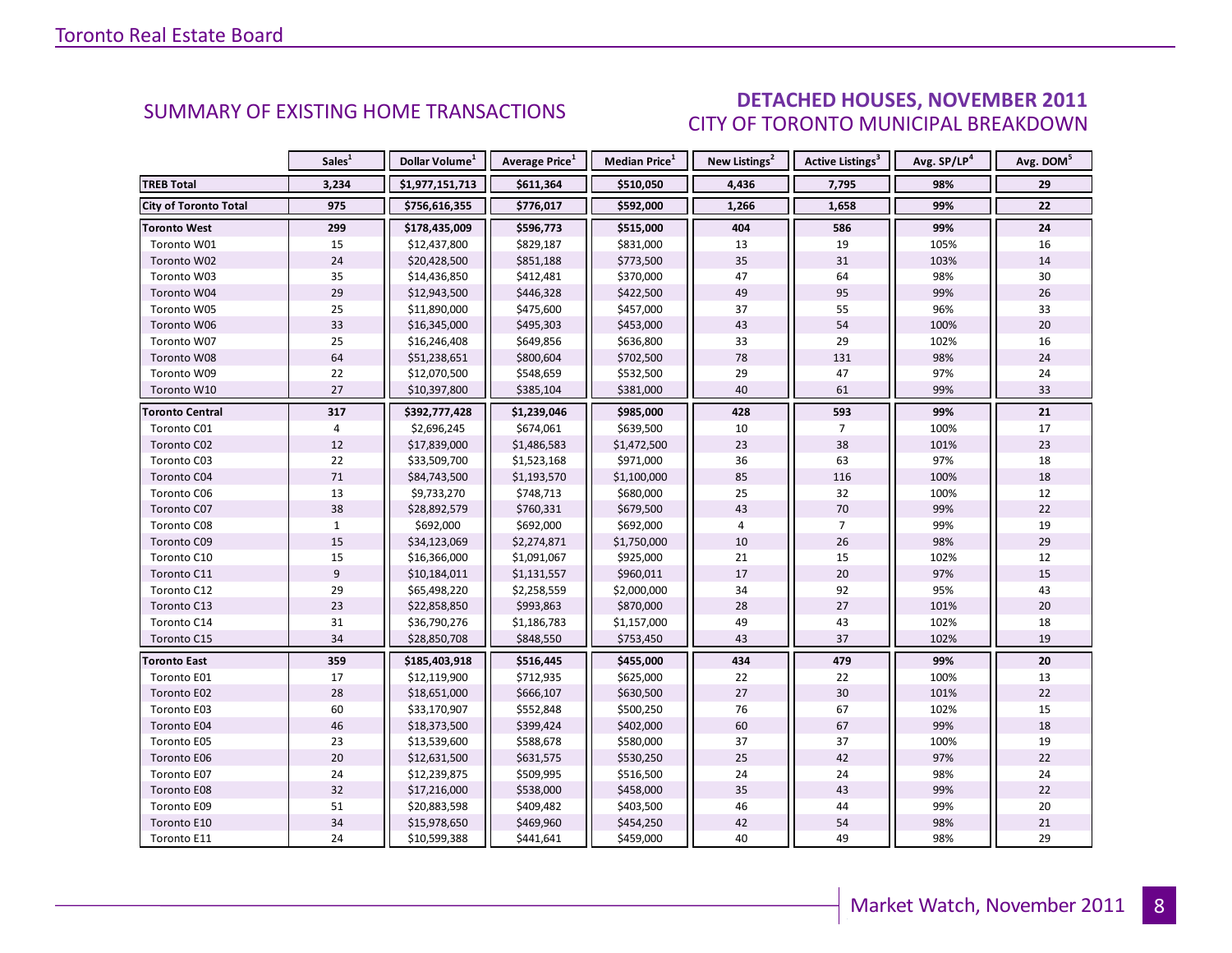## SUMMARY OF EXISTING HOME TRANSACTIONS

## DETACHED HOUSES, NOVEMBER 2011
### CITY OF TORONTO MUNICIPAL BREAKDOWN

| | Sales[1] | Dollar Volume[1] | Average Price[1] | Median Price[1] | New Listings[2] | Active Listings[3] | Avg. SP/LP[4] | Avg. DOM[5] |
|---|---|---|---|---|---|---|---|---|
| **TREB Total** | **3,234** | **$1,977,151,713** | **$611,364** | **$510,050** | **4,436** | **7,795** | **98%** | **29** |
| **City of Toronto Total** | **975** | **$756,616,355** | **$776,017** | **$592,000** | **1,266** | **1,658** | **99%** | **22** |
| **Toronto West** | **299** | **$178,435,009** | **$596,773** | **$515,000** | **404** | **586** | **99%** | **24** |
| Toronto W01 | 15 | $12,437,800 | $829,187 | $831,000 | 13 | 19 | 105% | 16 |
| Toronto W02 | 24 | $20,428,500 | $851,188 | $773,500 | 35 | 31 | 103% | 14 |
| Toronto W03 | 35 | $14,436,850 | $412,481 | $370,000 | 47 | 64 | 98% | 30 |
| Toronto W04 | 29 | $12,943,500 | $446,328 | $422,500 | 49 | 95 | 99% | 26 |
| Toronto W05 | 25 | $11,890,000 | $475,600 | $457,000 | 37 | 55 | 96% | 33 |
| Toronto W06 | 33 | $16,345,000 | $495,303 | $453,000 | 43 | 54 | 100% | 20 |
| Toronto W07 | 25 | $16,246,408 | $649,856 | $636,800 | 33 | 29 | 102% | 16 |
| Toronto W08 | 64 | $51,238,651 | $800,604 | $702,500 | 78 | 131 | 98% | 24 |
| Toronto W09 | 22 | $12,070,500 | $548,659 | $532,500 | 29 | 47 | 97% | 24 |
| Toronto W10 | 27 | $10,397,800 | $385,104 | $381,000 | 40 | 61 | 99% | 33 |
| **Toronto Central** | **317** | **$392,777,428** | **$1,239,046** | **$985,000** | **428** | **593** | **99%** | **21** |
| Toronto C01 | 4 | $2,696,245 | $674,061 | $639,500 | 10 | 7 | 100% | 17 |
| Toronto C02 | 12 | $17,839,000 | $1,486,583 | $1,472,500 | 23 | 38 | 101% | 23 |
| Toronto C03 | 22 | $33,509,700 | $1,523,168 | $971,000 | 36 | 63 | 97% | 18 |
| Toronto C04 | 71 | $84,743,500 | $1,193,570 | $1,100,000 | 85 | 116 | 100% | 18 |
| Toronto C06 | 13 | $9,733,270 | $748,713 | $680,000 | 25 | 32 | 100% | 12 |
| Toronto C07 | 38 | $28,892,579 | $760,331 | $679,500 | 43 | 70 | 99% | 22 |
| Toronto C08 | 1 | $692,000 | $692,000 | $692,000 | 4 | 7 | 99% | 19 |
| Toronto C09 | 15 | $34,123,069 | $2,274,871 | $1,750,000 | 10 | 26 | 98% | 29 |
| Toronto C10 | 15 | $16,366,000 | $1,091,067 | $925,000 | 21 | 15 | 102% | 12 |
| Toronto C11 | 9 | $10,184,011 | $1,131,557 | $960,011 | 17 | 20 | 97% | 15 |
| Toronto C12 | 29 | $65,498,220 | $2,258,559 | $2,000,000 | 34 | 92 | 95% | 43 |
| Toronto C13 | 23 | $22,858,850 | $993,863 | $870,000 | 28 | 27 | 101% | 20 |
| Toronto C14 | 31 | $36,790,276 | $1,186,783 | $1,157,000 | 49 | 43 | 102% | 18 |
| Toronto C15 | 34 | $28,850,708 | $848,550 | $753,450 | 43 | 37 | 102% | 19 |
| **Toronto East** | **359** | **$185,403,918** | **$516,445** | **$455,000** | **434** | **479** | **99%** | **20** |
| Toronto E01 | 17 | $12,119,900 | $712,935 | $625,000 | 22 | 22 | 100% | 13 |
| Toronto E02 | 28 | $18,651,000 | $666,107 | $630,500 | 27 | 30 | 101% | 22 |
| Toronto E03 | 60 | $33,170,907 | $552,848 | $500,250 | 76 | 67 | 102% | 15 |
| Toronto E04 | 46 | $18,373,500 | $399,424 | $402,000 | 60 | 67 | 99% | 18 |
| Toronto E05 | 23 | $13,539,600 | $588,678 | $580,000 | 37 | 37 | 100% | 19 |
| Toronto E06 | 20 | $12,631,500 | $631,575 | $530,250 | 25 | 42 | 97% | 22 |
| Toronto E07 | 24 | $12,239,875 | $509,995 | $516,500 | 24 | 24 | 98% | 24 |
| Toronto E08 | 32 | $17,216,000 | $538,000 | $458,000 | 35 | 43 | 99% | 22 |
| Toronto E09 | 51 | $20,883,598 | $409,482 | $403,500 | 46 | 44 | 99% | 20 |
| Toronto E10 | 34 | $15,978,650 | $469,960 | $454,250 | 42 | 54 | 98% | 21 |
| Toronto E11 | 24 | $10,599,388 | $441,641 | $459,000 | 40 | 49 | 98% | 29 |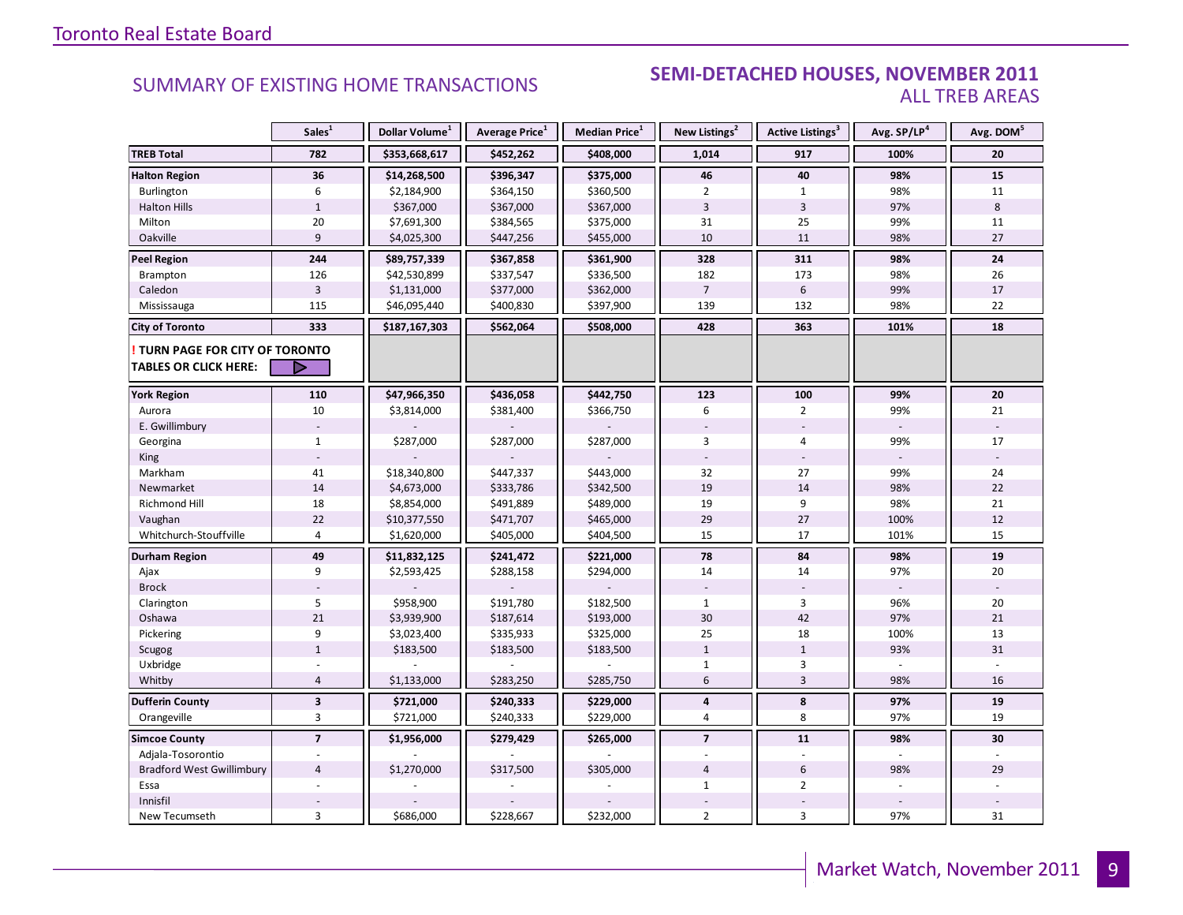Toronto Real Estate Board

## SUMMARY OF EXISTING HOME TRANSACTIONS

## SEMI-DETACHED HOUSES, NOVEMBER 2011
### ALL TREB AREAS

| | Sales[1] | Dollar Volume[1] | Average Price[1] | Median Price[1] | New Listings[2] | Active Listings[3] | Avg. SP/LP[4] | Avg. DOM[5] |
|---|---|---|---|---|---|---|---|---|
| **TREB Total** | **782** | **$353,668,617** | **$452,262** | **$408,000** | **1,014** | **917** | **100%** | **20** |
| **Halton Region** | **36** | **$14,268,500** | **$396,347** | **$375,000** | **46** | **40** | **98%** | **15** |
| Burlington | 6 | $2,184,900 | $364,150 | $360,500 | 2 | 1 | 98% | 11 |
| Halton Hills | 1 | $367,000 | $367,000 | $367,000 | 3 | 3 | 97% | 8 |
| Milton | 20 | $7,691,300 | $384,565 | $375,000 | 31 | 25 | 99% | 11 |
| Oakville | 9 | $4,025,300 | $447,256 | $455,000 | 10 | 11 | 98% | 27 |
| **Peel Region** | **244** | **$89,757,339** | **$367,858** | **$361,900** | **328** | **311** | **98%** | **24** |
| Brampton | 126 | $42,530,899 | $337,547 | $336,500 | 182 | 173 | 98% | 26 |
| Caledon | 3 | $1,131,000 | $377,000 | $362,000 | 7 | 6 | 99% | 17 |
| Mississauga | 115 | $46,095,440 | $400,830 | $397,900 | 139 | 132 | 98% | 22 |
| **City of Toronto** | **333** | **$187,167,303** | **$562,064** | **$508,000** | **428** | **363** | **101%** | **18** |
| **! TURN PAGE FOR CITY OF TORONTO TABLES OR CLICK HERE:** | | | | | | | | |
| **York Region** | **110** | **$47,966,350** | **$436,058** | **$442,750** | **123** | **100** | **99%** | **20** |
| Aurora | 10 | $3,814,000 | $381,400 | $366,750 | 6 | 2 | 99% | 21 |
| E. Gwillimbury | - | - | - | - | - | - | - | - |
| Georgina | 1 | $287,000 | $287,000 | $287,000 | 3 | 4 | 99% | 17 |
| King | - | - | - | - | - | - | - | - |
| Markham | 41 | $18,340,800 | $447,337 | $443,000 | 32 | 27 | 99% | 24 |
| Newmarket | 14 | $4,673,000 | $333,786 | $342,500 | 19 | 14 | 98% | 22 |
| Richmond Hill | 18 | $8,854,000 | $491,889 | $489,000 | 19 | 9 | 98% | 21 |
| Vaughan | 22 | $10,377,550 | $471,707 | $465,000 | 29 | 27 | 100% | 12 |
| Whitchurch-Stouffville | 4 | $1,620,000 | $405,000 | $404,500 | 15 | 17 | 101% | 15 |
| **Durham Region** | **49** | **$11,832,125** | **$241,472** | **$221,000** | **78** | **84** | **98%** | **19** |
| Ajax | 9 | $2,593,425 | $288,158 | $294,000 | 14 | 14 | 97% | 20 |
| Brock | - | - | - | - | - | - | - | - |
| Clarington | 5 | $958,900 | $191,780 | $182,500 | 1 | 3 | 96% | 20 |
| Oshawa | 21 | $3,939,900 | $187,614 | $193,000 | 30 | 42 | 97% | 21 |
| Pickering | 9 | $3,023,400 | $335,933 | $325,000 | 25 | 18 | 100% | 13 |
| Scugog | 1 | $183,500 | $183,500 | $183,500 | 1 | 1 | 93% | 31 |
| Uxbridge | - | - | - | - | 1 | 3 | - | - |
| Whitby | 4 | $1,133,000 | $283,250 | $285,750 | 6 | 3 | 98% | 16 |
| **Dufferin County** | **3** | **$721,000** | **$240,333** | **$229,000** | **4** | **8** | **97%** | **19** |
| Orangeville | 3 | $721,000 | $240,333 | $229,000 | 4 | 8 | 97% | 19 |
| **Simcoe County** | **7** | **$1,956,000** | **$279,429** | **$265,000** | **7** | **11** | **98%** | **30** |
| Adjala-Tosorontio | - | - | - | - | - | - | - | - |
| Bradford West Gwillimbury | 4 | $1,270,000 | $317,500 | $305,000 | 4 | 6 | 98% | 29 |
| Essa | - | - | - | - | 1 | 2 | - | - |
| Innisfil | - | - | - | - | - | - | - | - |
| New Tecumseth | 3 | $686,000 | $228,667 | $232,000 | 2 | 3 | 97% | 31 |

Market Watch, November 2011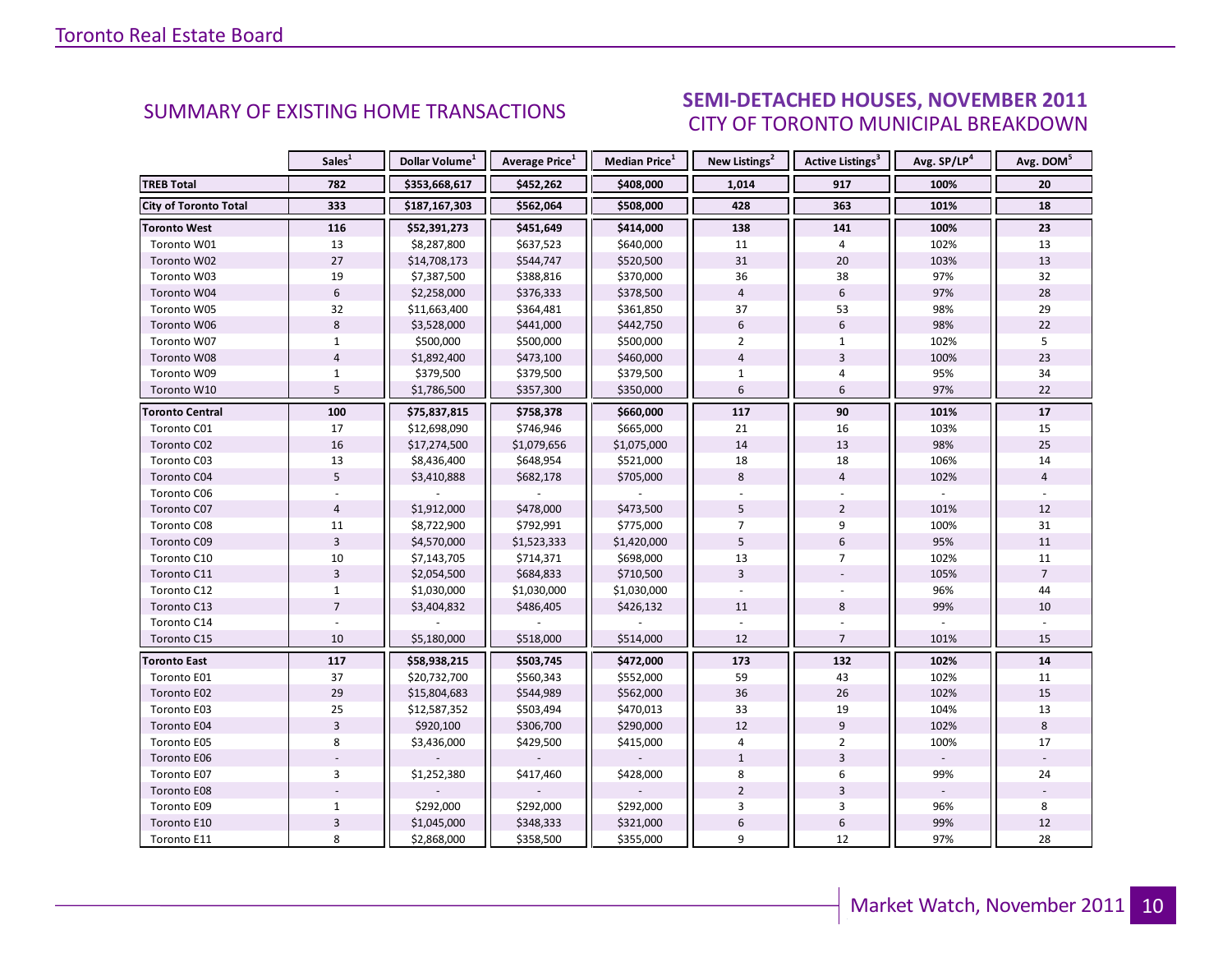SUMMARY OF EXISTING HOME TRANSACTIONS

## SEMI-DETACHED HOUSES, NOVEMBER 2011
CITY OF TORONTO MUNICIPAL BREAKDOWN

| | Sales[1] | Dollar Volume[1] | Average Price[1] | Median Price[1] | New Listings[2] | Active Listings[3] | Avg. SP/LP[4] | Avg. DOM[5] |
|---|---|---|---|---|---|---|---|---|
| **TREB Total** | **782** | **$353,668,617** | **$452,262** | **$408,000** | **1,014** | **917** | **100%** | **20** |
| **City of Toronto Total** | **333** | **$187,167,303** | **$562,064** | **$508,000** | **428** | **363** | **101%** | **18** |
| **Toronto West** | **116** | **$52,391,273** | **$451,649** | **$414,000** | **138** | **141** | **100%** | **23** |
| Toronto W01 | 13 | $8,287,800 | $637,523 | $640,000 | 11 | 4 | 102% | 13 |
| Toronto W02 | 27 | $14,708,173 | $544,747 | $520,500 | 31 | 20 | 103% | 13 |
| Toronto W03 | 19 | $7,387,500 | $388,816 | $370,000 | 36 | 38 | 97% | 32 |
| Toronto W04 | 6 | $2,258,000 | $376,333 | $378,500 | 4 | 6 | 97% | 28 |
| Toronto W05 | 32 | $11,663,400 | $364,481 | $361,850 | 37 | 53 | 98% | 29 |
| Toronto W06 | 8 | $3,528,000 | $441,000 | $442,750 | 6 | 6 | 98% | 22 |
| Toronto W07 | 1 | $500,000 | $500,000 | $500,000 | 2 | 1 | 102% | 5 |
| Toronto W08 | 4 | $1,892,400 | $473,100 | $460,000 | 4 | 3 | 100% | 23 |
| Toronto W09 | 1 | $379,500 | $379,500 | $379,500 | 1 | 4 | 95% | 34 |
| Toronto W10 | 5 | $1,786,500 | $357,300 | $350,000 | 6 | 6 | 97% | 22 |
| **Toronto Central** | **100** | **$75,837,815** | **$758,378** | **$660,000** | **117** | **90** | **101%** | **17** |
| Toronto C01 | 17 | $12,698,090 | $746,946 | $665,000 | 21 | 16 | 103% | 15 |
| Toronto C02 | 16 | $17,274,500 | $1,079,656 | $1,075,000 | 14 | 13 | 98% | 25 |
| Toronto C03 | 13 | $8,436,400 | $648,954 | $521,000 | 18 | 18 | 106% | 14 |
| Toronto C04 | 5 | $3,410,888 | $682,178 | $705,000 | 8 | 4 | 102% | 4 |
| Toronto C06 | - | - | - | - | - | - | - | - |
| Toronto C07 | 4 | $1,912,000 | $478,000 | $473,500 | 5 | 2 | 101% | 12 |
| Toronto C08 | 11 | $8,722,900 | $792,991 | $775,000 | 7 | 9 | 100% | 31 |
| Toronto C09 | 3 | $4,570,000 | $1,523,333 | $1,420,000 | 5 | 6 | 95% | 11 |
| Toronto C10 | 10 | $7,143,705 | $714,371 | $698,000 | 13 | 7 | 102% | 11 |
| Toronto C11 | 3 | $2,054,500 | $684,833 | $710,500 | 3 | - | 105% | 7 |
| Toronto C12 | 1 | $1,030,000 | $1,030,000 | $1,030,000 | - | - | 96% | 44 |
| Toronto C13 | 7 | $3,404,832 | $486,405 | $426,132 | 11 | 8 | 99% | 10 |
| Toronto C14 | - | - | - | - | - | - | - | - |
| Toronto C15 | 10 | $5,180,000 | $518,000 | $514,000 | 12 | 7 | 101% | 15 |
| **Toronto East** | **117** | **$58,938,215** | **$503,745** | **$472,000** | **173** | **132** | **102%** | **14** |
| Toronto E01 | 37 | $20,732,700 | $560,343 | $552,000 | 59 | 43 | 102% | 11 |
| Toronto E02 | 29 | $15,804,683 | $544,989 | $562,000 | 36 | 26 | 102% | 15 |
| Toronto E03 | 25 | $12,587,352 | $503,494 | $470,013 | 33 | 19 | 104% | 13 |
| Toronto E04 | 3 | $920,100 | $306,700 | $290,000 | 12 | 9 | 102% | 8 |
| Toronto E05 | 8 | $3,436,000 | $429,500 | $415,000 | 4 | 2 | 100% | 17 |
| Toronto E06 | - | - | - | - | 1 | 3 | - | - |
| Toronto E07 | 3 | $1,252,380 | $417,460 | $428,000 | 8 | 6 | 99% | 24 |
| Toronto E08 | - | - | - | - | 2 | 3 | - | - |
| Toronto E09 | 1 | $292,000 | $292,000 | $292,000 | 3 | 3 | 96% | 8 |
| Toronto E10 | 3 | $1,045,000 | $348,333 | $321,000 | 6 | 6 | 99% | 12 |
| Toronto E11 | 8 | $2,868,000 | $358,500 | $355,000 | 9 | 12 | 97% | 28 |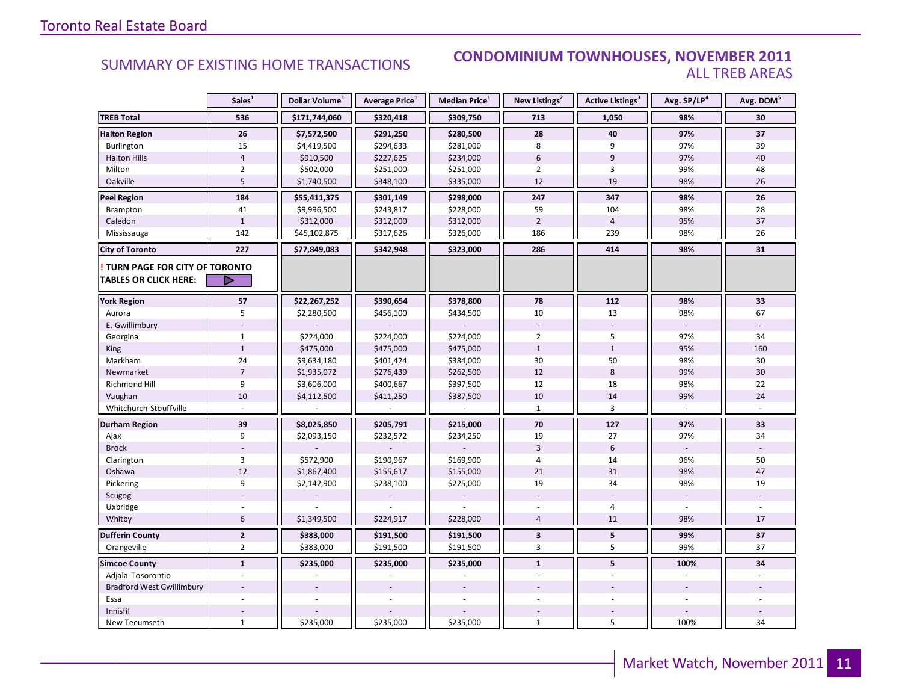Toronto Real Estate Board

## SUMMARY OF EXISTING HOME TRANSACTIONS

## CONDOMINIUM TOWNHOUSES, NOVEMBER 2011
### ALL TREB AREAS

| | Sales[1] | Dollar Volume[1] | Average Price[1] | Median Price[1] | New Listings[2] | Active Listings[3] | Avg. SP/LP[4] | Avg. DOM[5] |
|---|---|---|---|---|---|---|---|---|
| **TREB Total** | **536** | **$171,744,060** | **$320,418** | **$309,750** | **713** | **1,050** | **98%** | **30** |
| **Halton Region** | **26** | **$7,572,500** | **$291,250** | **$280,500** | **28** | **40** | **97%** | **37** |
| Burlington | 15 | $4,419,500 | $294,633 | $281,000 | 8 | 9 | 97% | 39 |
| Halton Hills | 4 | $910,500 | $227,625 | $234,000 | 6 | 9 | 97% | 40 |
| Milton | 2 | $502,000 | $251,000 | $251,000 | 2 | 3 | 99% | 48 |
| Oakville | 5 | $1,740,500 | $348,100 | $335,000 | 12 | 19 | 98% | 26 |
| **Peel Region** | **184** | **$55,411,375** | **$301,149** | **$298,000** | **247** | **347** | **98%** | **26** |
| Brampton | 41 | $9,996,500 | $243,817 | $228,000 | 59 | 104 | 98% | 28 |
| Caledon | 1 | $312,000 | $312,000 | $312,000 | 2 | 4 | 95% | 37 |
| Mississauga | 142 | $45,102,875 | $317,626 | $326,000 | 186 | 239 | 98% | 26 |
| **City of Toronto** | **227** | **$77,849,083** | **$342,948** | **$323,000** | **286** | **414** | **98%** | **31** |
| **! TURN PAGE FOR CITY OF TORONTO TABLES OR CLICK HERE:** | | | | | | | | |
| **York Region** | **57** | **$22,267,252** | **$390,654** | **$378,800** | **78** | **112** | **98%** | **33** |
| Aurora | 5 | $2,280,500 | $456,100 | $434,500 | 10 | 13 | 98% | 67 |
| E. Gwillimbury | - | - | - | - | - | - | - | - |
| Georgina | 1 | $224,000 | $224,000 | $224,000 | 2 | 5 | 97% | 34 |
| King | 1 | $475,000 | $475,000 | $475,000 | 1 | 1 | 95% | 160 |
| Markham | 24 | $9,634,180 | $401,424 | $384,000 | 30 | 50 | 98% | 30 |
| Newmarket | 7 | $1,935,072 | $276,439 | $262,500 | 12 | 8 | 99% | 30 |
| Richmond Hill | 9 | $3,606,000 | $400,667 | $397,500 | 12 | 18 | 98% | 22 |
| Vaughan | 10 | $4,112,500 | $411,250 | $387,500 | 10 | 14 | 99% | 24 |
| Whitchurch-Stouffville | - | - | - | - | 1 | 3 | - | - |
| **Durham Region** | **39** | **$8,025,850** | **$205,791** | **$215,000** | **70** | **127** | **97%** | **33** |
| Ajax | 9 | $2,093,150 | $232,572 | $234,250 | 19 | 27 | 97% | 34 |
| Brock | - | - | - | - | 3 | 6 | - | - |
| Clarington | 3 | $572,900 | $190,967 | $169,900 | 4 | 14 | 96% | 50 |
| Oshawa | 12 | $1,867,400 | $155,617 | $155,000 | 21 | 31 | 98% | 47 |
| Pickering | 9 | $2,142,900 | $238,100 | $225,000 | 19 | 34 | 98% | 19 |
| Scugog | - | - | - | - | - | - | - | - |
| Uxbridge | - | - | - | - | - | 4 | - | - |
| Whitby | 6 | $1,349,500 | $224,917 | $228,000 | 4 | 11 | 98% | 17 |
| **Dufferin County** | **2** | **$383,000** | **$191,500** | **$191,500** | **3** | **5** | **99%** | **37** |
| Orangeville | 2 | $383,000 | $191,500 | $191,500 | 3 | 5 | 99% | 37 |
| **Simcoe County** | **1** | **$235,000** | **$235,000** | **$235,000** | **1** | **5** | **100%** | **34** |
| Adjala-Tosorontio | - | - | - | - | - | - | - | - |
| Bradford West Gwillimbury | - | - | - | - | - | - | - | - |
| Essa | - | - | - | - | - | - | - | - |
| Innisfil | - | - | - | - | - | - | - | - |
| New Tecumseth | 1 | $235,000 | $235,000 | $235,000 | 1 | 5 | 100% | 34 |

Market Watch, November 2011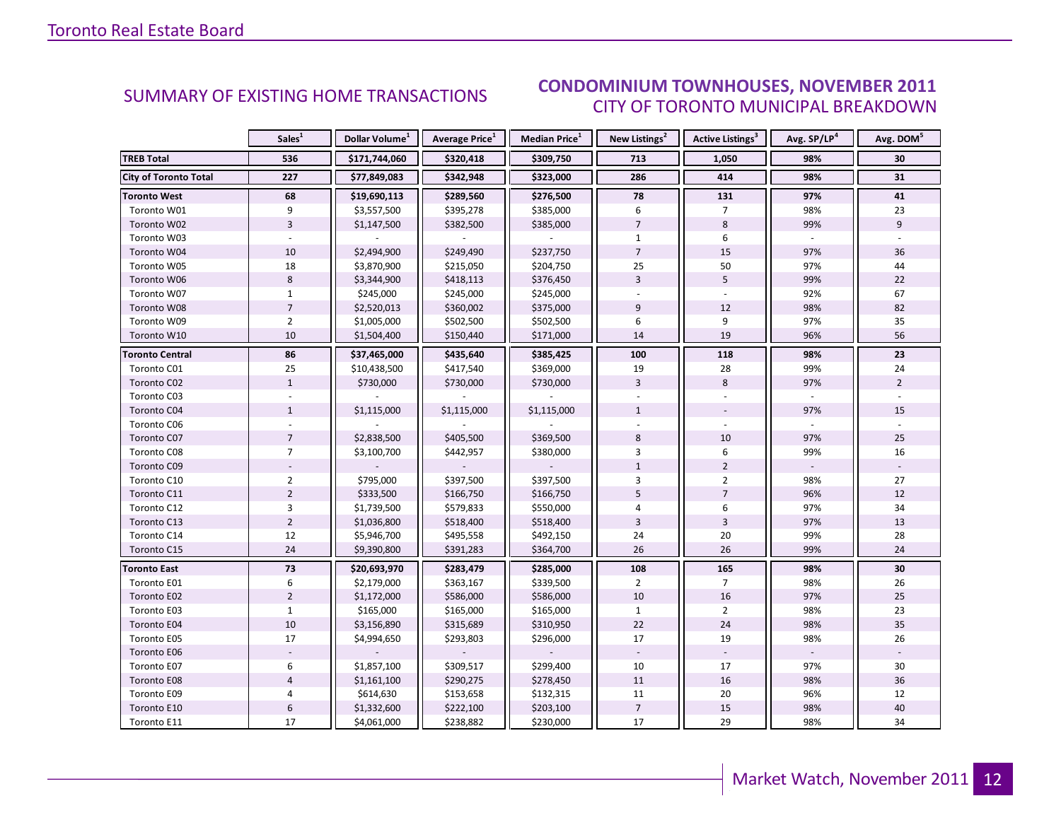SUMMARY OF EXISTING HOME TRANSACTIONS

## CONDOMINIUM TOWNHOUSES, NOVEMBER 2011
### CITY OF TORONTO MUNICIPAL BREAKDOWN

| | Sales[1] | Dollar Volume[1] | Average Price[1] | Median Price[1] | New Listings[2] | Active Listings[3] | Avg. SP/LP[4] | Avg. DOM[5] |
|---|---|---|---|---|---|---|---|---|
| **TREB Total** | **536** | **$171,744,060** | **$320,418** | **$309,750** | **713** | **1,050** | **98%** | **30** |
| **City of Toronto Total** | **227** | **$77,849,083** | **$342,948** | **$323,000** | **286** | **414** | **98%** | **31** |
| **Toronto West** | **68** | **$19,690,113** | **$289,560** | **$276,500** | **78** | **131** | **97%** | **41** |
| Toronto W01 | 9 | $3,557,500 | $395,278 | $385,000 | 6 | 7 | 98% | 23 |
| Toronto W02 | 3 | $1,147,500 | $382,500 | $385,000 | 7 | 8 | 99% | 9 |
| Toronto W03 | - | - | - | - | 1 | 6 | - | - |
| Toronto W04 | 10 | $2,494,900 | $249,490 | $237,750 | 7 | 15 | 97% | 36 |
| Toronto W05 | 18 | $3,870,900 | $215,050 | $204,750 | 25 | 50 | 97% | 44 |
| Toronto W06 | 8 | $3,344,900 | $418,113 | $376,450 | 3 | 5 | 99% | 22 |
| Toronto W07 | 1 | $245,000 | $245,000 | $245,000 | - | - | 92% | 67 |
| Toronto W08 | 7 | $2,520,013 | $360,002 | $375,000 | 9 | 12 | 98% | 82 |
| Toronto W09 | 2 | $1,005,000 | $502,500 | $502,500 | 6 | 9 | 97% | 35 |
| Toronto W10 | 10 | $1,504,400 | $150,440 | $171,000 | 14 | 19 | 96% | 56 |
| **Toronto Central** | **86** | **$37,465,000** | **$435,640** | **$385,425** | **100** | **118** | **98%** | **23** |
| Toronto C01 | 25 | $10,438,500 | $417,540 | $369,000 | 19 | 28 | 99% | 24 |
| Toronto C02 | 1 | $730,000 | $730,000 | $730,000 | 3 | 8 | 97% | 2 |
| Toronto C03 | - | - | - | - | - | - | - | - |
| Toronto C04 | 1 | $1,115,000 | $1,115,000 | $1,115,000 | 1 | - | 97% | 15 |
| Toronto C06 | - | - | - | - | - | - | - | - |
| Toronto C07 | 7 | $2,838,500 | $405,500 | $369,500 | 8 | 10 | 97% | 25 |
| Toronto C08 | 7 | $3,100,700 | $442,957 | $380,000 | 3 | 6 | 99% | 16 |
| Toronto C09 | - | - | - | - | 1 | 2 | - | - |
| Toronto C10 | 2 | $795,000 | $397,500 | $397,500 | 3 | 2 | 98% | 27 |
| Toronto C11 | 2 | $333,500 | $166,750 | $166,750 | 5 | 7 | 96% | 12 |
| Toronto C12 | 3 | $1,739,500 | $579,833 | $550,000 | 4 | 6 | 97% | 34 |
| Toronto C13 | 2 | $1,036,800 | $518,400 | $518,400 | 3 | 3 | 97% | 13 |
| Toronto C14 | 12 | $5,946,700 | $495,558 | $492,150 | 24 | 20 | 99% | 28 |
| Toronto C15 | 24 | $9,390,800 | $391,283 | $364,700 | 26 | 26 | 99% | 24 |
| **Toronto East** | **73** | **$20,693,970** | **$283,479** | **$285,000** | **108** | **165** | **98%** | **30** |
| Toronto E01 | 6 | $2,179,000 | $363,167 | $339,500 | 2 | 7 | 98% | 26 |
| Toronto E02 | 2 | $1,172,000 | $586,000 | $586,000 | 10 | 16 | 97% | 25 |
| Toronto E03 | 1 | $165,000 | $165,000 | $165,000 | 1 | 2 | 98% | 23 |
| Toronto E04 | 10 | $3,156,890 | $315,689 | $310,950 | 22 | 24 | 98% | 35 |
| Toronto E05 | 17 | $4,994,650 | $293,803 | $296,000 | 17 | 19 | 98% | 26 |
| Toronto E06 | - | - | - | - | - | - | - | - |
| Toronto E07 | 6 | $1,857,100 | $309,517 | $299,400 | 10 | 17 | 97% | 30 |
| Toronto E08 | 4 | $1,161,100 | $290,275 | $278,450 | 11 | 16 | 98% | 36 |
| Toronto E09 | 4 | $614,630 | $153,658 | $132,315 | 11 | 20 | 96% | 12 |
| Toronto E10 | 6 | $1,332,600 | $222,100 | $203,100 | 7 | 15 | 98% | 40 |
| Toronto E11 | 17 | $4,061,000 | $238,882 | $230,000 | 17 | 29 | 98% | 34 |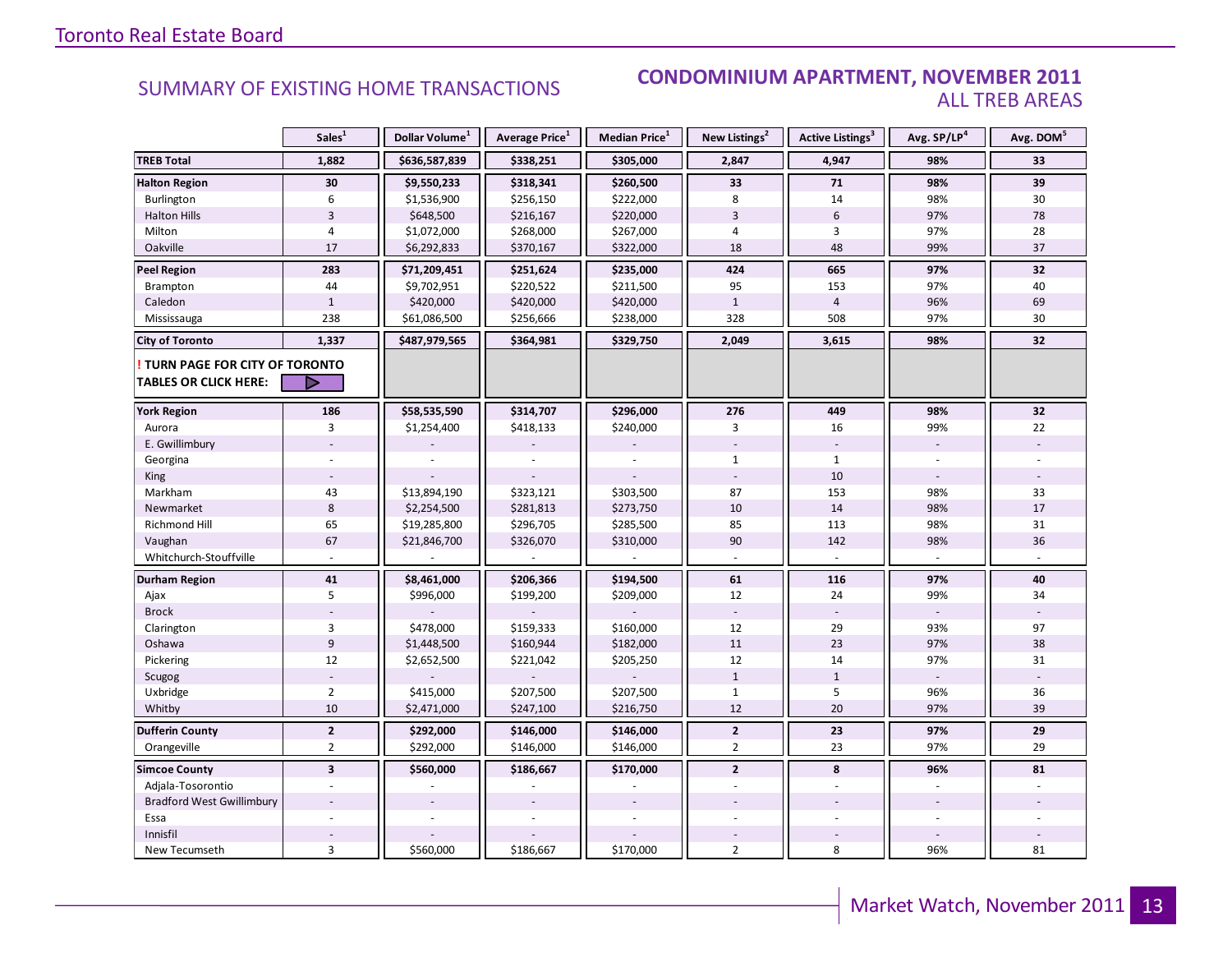Toronto Real Estate Board

## SUMMARY OF EXISTING HOME TRANSACTIONS

## CONDOMINIUM APARTMENT, NOVEMBER 2011
### ALL TREB AREAS

| | Sales[1] | Dollar Volume[1] | Average Price[1] | Median Price[1] | New Listings[2] | Active Listings[3] | Avg. SP/LP[4] | Avg. DOM[5] |
|---|---|---|---|---|---|---|---|---|
| **TREB Total** | **1,882** | **$636,587,839** | **$338,251** | **$305,000** | **2,847** | **4,947** | **98%** | **33** |
| **Halton Region** | **30** | **$9,550,233** | **$318,341** | **$260,500** | **33** | **71** | **98%** | **39** |
| Burlington | 6 | $1,536,900 | $256,150 | $222,000 | 8 | 14 | 98% | 30 |
| Halton Hills | 3 | $648,500 | $216,167 | $220,000 | 3 | 6 | 97% | 78 |
| Milton | 4 | $1,072,000 | $268,000 | $267,000 | 4 | 3 | 97% | 28 |
| Oakville | 17 | $6,292,833 | $370,167 | $322,000 | 18 | 48 | 99% | 37 |
| **Peel Region** | **283** | **$71,209,451** | **$251,624** | **$235,000** | **424** | **665** | **97%** | **32** |
| Brampton | 44 | $9,702,951 | $220,522 | $211,500 | 95 | 153 | 97% | 40 |
| Caledon | 1 | $420,000 | $420,000 | $420,000 | 1 | 4 | 96% | 69 |
| Mississauga | 238 | $61,086,500 | $256,666 | $238,000 | 328 | 508 | 97% | 30 |
| **City of Toronto** | **1,337** | **$487,979,565** | **$364,981** | **$329,750** | **2,049** | **3,615** | **98%** | **32** |
| **! TURN PAGE FOR CITY OF TORONTO TABLES OR CLICK HERE:** | | | | | | | | |
| **York Region** | **186** | **$58,535,590** | **$314,707** | **$296,000** | **276** | **449** | **98%** | **32** |
| Aurora | 3 | $1,254,400 | $418,133 | $240,000 | 3 | 16 | 99% | 22 |
| E. Gwillimbury | - | - | - | - | - | - | - | - |
| Georgina | - | - | - | - | 1 | 1 | - | - |
| King | - | - | - | - | - | 10 | - | - |
| Markham | 43 | $13,894,190 | $323,121 | $303,500 | 87 | 153 | 98% | 33 |
| Newmarket | 8 | $2,254,500 | $281,813 | $273,750 | 10 | 14 | 98% | 17 |
| Richmond Hill | 65 | $19,285,800 | $296,705 | $285,500 | 85 | 113 | 98% | 31 |
| Vaughan | 67 | $21,846,700 | $326,070 | $310,000 | 90 | 142 | 98% | 36 |
| Whitchurch-Stouffville | - | - | - | - | - | - | - | - |
| **Durham Region** | **41** | **$8,461,000** | **$206,366** | **$194,500** | **61** | **116** | **97%** | **40** |
| Ajax | 5 | $996,000 | $199,200 | $209,000 | 12 | 24 | 99% | 34 |
| Brock | - | - | - | - | - | - | - | - |
| Clarington | 3 | $478,000 | $159,333 | $160,000 | 12 | 29 | 93% | 97 |
| Oshawa | 9 | $1,448,500 | $160,944 | $182,000 | 11 | 23 | 97% | 38 |
| Pickering | 12 | $2,652,500 | $221,042 | $205,250 | 12 | 14 | 97% | 31 |
| Scugog | - | - | - | - | 1 | 1 | - | - |
| Uxbridge | 2 | $415,000 | $207,500 | $207,500 | 1 | 5 | 96% | 36 |
| Whitby | 10 | $2,471,000 | $247,100 | $216,750 | 12 | 20 | 97% | 39 |
| **Dufferin County** | **2** | **$292,000** | **$146,000** | **$146,000** | **2** | **23** | **97%** | **29** |
| Orangeville | 2 | $292,000 | $146,000 | $146,000 | 2 | 23 | 97% | 29 |
| **Simcoe County** | **3** | **$560,000** | **$186,667** | **$170,000** | **2** | **8** | **96%** | **81** |
| Adjala-Tosorontio | - | - | - | - | - | - | - | - |
| Bradford West Gwillimbury | - | - | - | - | - | - | - | - |
| Essa | - | - | - | - | - | - | - | - |
| Innisfil | - | - | - | - | - | - | - | - |
| New Tecumseth | 3 | $560,000 | $186,667 | $170,000 | 2 | 8 | 96% | 81 |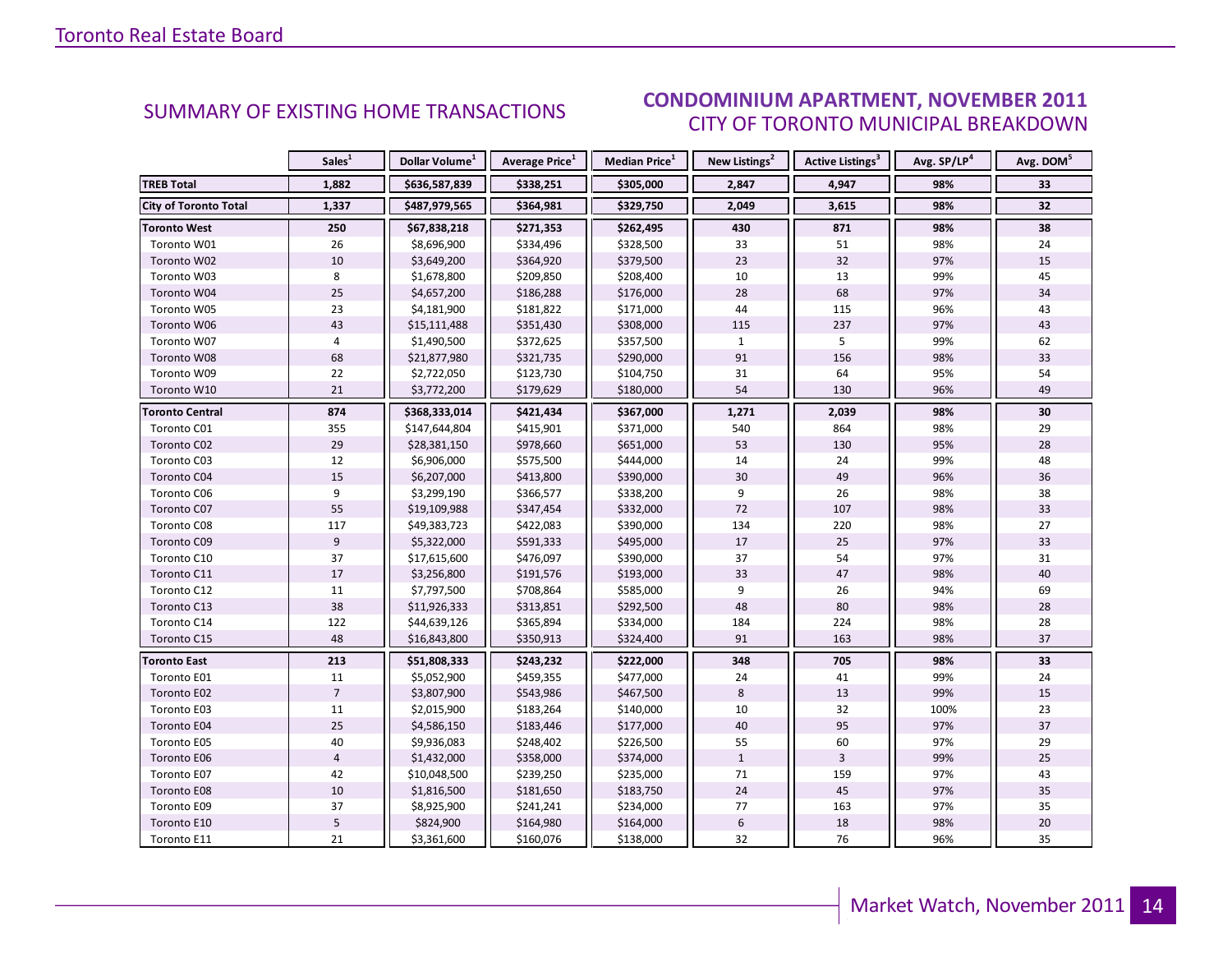## SUMMARY OF EXISTING HOME TRANSACTIONS

## CONDOMINIUM APARTMENT, NOVEMBER 2011
### CITY OF TORONTO MUNICIPAL BREAKDOWN

| | Sales[1] | Dollar Volume[1] | Average Price[1] | Median Price[1] | New Listings[2] | Active Listings[3] | Avg. SP/LP[4] | Avg. DOM[5] |
|---|---|---|---|---|---|---|---|---|
| **TREB Total** | **1,882** | **$636,587,839** | **$338,251** | **$305,000** | **2,847** | **4,947** | **98%** | **33** |
| **City of Toronto Total** | **1,337** | **$487,979,565** | **$364,981** | **$329,750** | **2,049** | **3,615** | **98%** | **32** |
| **Toronto West** | **250** | **$67,838,218** | **$271,353** | **$262,495** | **430** | **871** | **98%** | **38** |
| Toronto W01 | 26 | $8,696,900 | $334,496 | $328,500 | 33 | 51 | 98% | 24 |
| Toronto W02 | 10 | $3,649,200 | $364,920 | $379,500 | 23 | 32 | 97% | 15 |
| Toronto W03 | 8 | $1,678,800 | $209,850 | $208,400 | 10 | 13 | 99% | 45 |
| Toronto W04 | 25 | $4,657,200 | $186,288 | $176,000 | 28 | 68 | 97% | 34 |
| Toronto W05 | 23 | $4,181,900 | $181,822 | $171,000 | 44 | 115 | 96% | 43 |
| Toronto W06 | 43 | $15,111,488 | $351,430 | $308,000 | 115 | 237 | 97% | 43 |
| Toronto W07 | 4 | $1,490,500 | $372,625 | $357,500 | 1 | 5 | 99% | 62 |
| Toronto W08 | 68 | $21,877,980 | $321,735 | $290,000 | 91 | 156 | 98% | 33 |
| Toronto W09 | 22 | $2,722,050 | $123,730 | $104,750 | 31 | 64 | 95% | 54 |
| Toronto W10 | 21 | $3,772,200 | $179,629 | $180,000 | 54 | 130 | 96% | 49 |
| **Toronto Central** | **874** | **$368,333,014** | **$421,434** | **$367,000** | **1,271** | **2,039** | **98%** | **30** |
| Toronto C01 | 355 | $147,644,804 | $415,901 | $371,000 | 540 | 864 | 98% | 29 |
| Toronto C02 | 29 | $28,381,150 | $978,660 | $651,000 | 53 | 130 | 95% | 28 |
| Toronto C03 | 12 | $6,906,000 | $575,500 | $444,000 | 14 | 24 | 99% | 48 |
| Toronto C04 | 15 | $6,207,000 | $413,800 | $390,000 | 30 | 49 | 96% | 36 |
| Toronto C06 | 9 | $3,299,190 | $366,577 | $338,200 | 9 | 26 | 98% | 38 |
| Toronto C07 | 55 | $19,109,988 | $347,454 | $332,000 | 72 | 107 | 98% | 33 |
| Toronto C08 | 117 | $49,383,723 | $422,083 | $390,000 | 134 | 220 | 98% | 27 |
| Toronto C09 | 9 | $5,322,000 | $591,333 | $495,000 | 17 | 25 | 97% | 33 |
| Toronto C10 | 37 | $17,615,600 | $476,097 | $390,000 | 37 | 54 | 97% | 31 |
| Toronto C11 | 17 | $3,256,800 | $191,576 | $193,000 | 33 | 47 | 98% | 40 |
| Toronto C12 | 11 | $7,797,500 | $708,864 | $585,000 | 9 | 26 | 94% | 69 |
| Toronto C13 | 38 | $11,926,333 | $313,851 | $292,500 | 48 | 80 | 98% | 28 |
| Toronto C14 | 122 | $44,639,126 | $365,894 | $334,000 | 184 | 224 | 98% | 28 |
| Toronto C15 | 48 | $16,843,800 | $350,913 | $324,400 | 91 | 163 | 98% | 37 |
| **Toronto East** | **213** | **$51,808,333** | **$243,232** | **$222,000** | **348** | **705** | **98%** | **33** |
| Toronto E01 | 11 | $5,052,900 | $459,355 | $477,000 | 24 | 41 | 99% | 24 |
| Toronto E02 | 7 | $3,807,900 | $543,986 | $467,500 | 8 | 13 | 99% | 15 |
| Toronto E03 | 11 | $2,015,900 | $183,264 | $140,000 | 10 | 32 | 100% | 23 |
| Toronto E04 | 25 | $4,586,150 | $183,446 | $177,000 | 40 | 95 | 97% | 37 |
| Toronto E05 | 40 | $9,936,083 | $248,402 | $226,500 | 55 | 60 | 97% | 29 |
| Toronto E06 | 4 | $1,432,000 | $358,000 | $374,000 | 1 | 3 | 99% | 25 |
| Toronto E07 | 42 | $10,048,500 | $239,250 | $235,000 | 71 | 159 | 97% | 43 |
| Toronto E08 | 10 | $1,816,500 | $181,650 | $183,750 | 24 | 45 | 97% | 35 |
| Toronto E09 | 37 | $8,925,900 | $241,241 | $234,000 | 77 | 163 | 97% | 35 |
| Toronto E10 | 5 | $824,900 | $164,980 | $164,000 | 6 | 18 | 98% | 20 |
| Toronto E11 | 21 | $3,361,600 | $160,076 | $138,000 | 32 | 76 | 96% | 35 |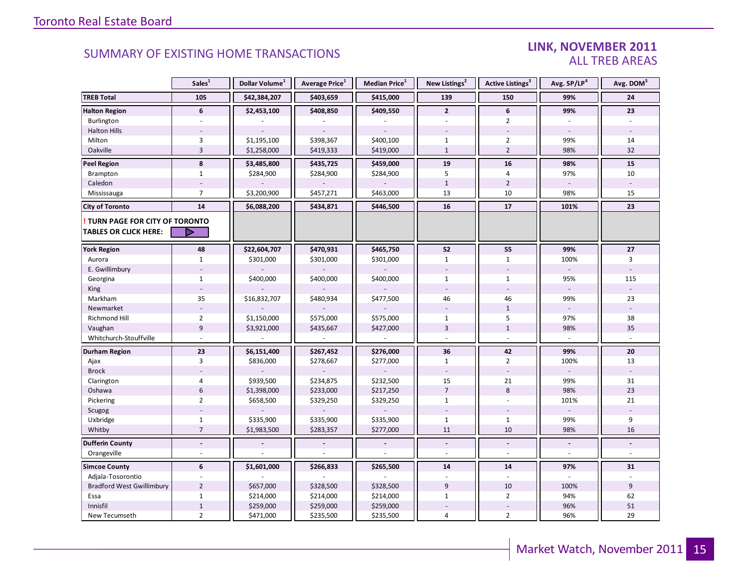Toronto Real Estate Board

## SUMMARY OF EXISTING HOME TRANSACTIONS

## LINK, NOVEMBER 2011
ALL TREB AREAS

| | Sales[1] | Dollar Volume[1] | Average Price[1] | Median Price[1] | New Listings[2] | Active Listings[3] | Avg. SP/LP[4] | Avg. DOM[5] |
|---|---|---|---|---|---|---|---|---|
| **TREB Total** | **105** | **$42,384,207** | **$403,659** | **$415,000** | **139** | **150** | **99%** | **24** |
| **Halton Region** | **6** | **$2,453,100** | **$408,850** | **$409,550** | **2** | **6** | **99%** | **23** |
| Burlington | - | - | - | - | - | 2 | - | - |
| Halton Hills | - | - | - | - | - | - | - | - |
| Milton | 3 | $1,195,100 | $398,367 | $400,100 | 1 | 2 | 99% | 14 |
| Oakville | 3 | $1,258,000 | $419,333 | $419,000 | 1 | 2 | 98% | 32 |
| **Peel Region** | **8** | **$3,485,800** | **$435,725** | **$459,000** | **19** | **16** | **98%** | **15** |
| Brampton | 1 | $284,900 | $284,900 | $284,900 | 5 | 4 | 97% | 10 |
| Caledon | - | - | - | - | 1 | 2 | - | - |
| Mississauga | 7 | $3,200,900 | $457,271 | $463,000 | 13 | 10 | 98% | 15 |
| **City of Toronto** | **14** | **$6,088,200** | **$434,871** | **$446,500** | **16** | **17** | **101%** | **23** |
| **! TURN PAGE FOR CITY OF TORONTO TABLES OR CLICK HERE:** | | | | | | | | |
| **York Region** | **48** | **$22,604,707** | **$470,931** | **$465,750** | **52** | **55** | **99%** | **27** |
| Aurora | 1 | $301,000 | $301,000 | $301,000 | 1 | 1 | 100% | 3 |
| E. Gwillimbury | - | - | - | - | - | - | - | - |
| Georgina | 1 | $400,000 | $400,000 | $400,000 | 1 | 1 | 95% | 115 |
| King | - | - | - | - | - | - | - | - |
| Markham | 35 | $16,832,707 | $480,934 | $477,500 | 46 | 46 | 99% | 23 |
| Newmarket | - | - | - | - | - | 1 | - | - |
| Richmond Hill | 2 | $1,150,000 | $575,000 | $575,000 | 1 | 5 | 97% | 38 |
| Vaughan | 9 | $3,921,000 | $435,667 | $427,000 | 3 | 1 | 98% | 35 |
| Whitchurch-Stouffville | - | - | - | - | - | - | - | - |
| **Durham Region** | **23** | **$6,151,400** | **$267,452** | **$276,000** | **36** | **42** | **99%** | **20** |
| Ajax | 3 | $836,000 | $278,667 | $277,000 | 1 | 2 | 100% | 13 |
| Brock | - | - | - | - | - | - | - | - |
| Clarington | 4 | $939,500 | $234,875 | $232,500 | 15 | 21 | 99% | 31 |
| Oshawa | 6 | $1,398,000 | $233,000 | $217,250 | 7 | 8 | 98% | 23 |
| Pickering | 2 | $658,500 | $329,250 | $329,250 | 1 | - | 101% | 21 |
| Scugog | - | - | - | - | - | - | - | - |
| Uxbridge | 1 | $335,900 | $335,900 | $335,900 | 1 | 1 | 99% | 9 |
| Whitby | 7 | $1,983,500 | $283,357 | $277,000 | 11 | 10 | 98% | 16 |
| **Dufferin County** | **-** | **-** | **-** | **-** | **-** | **-** | **-** | **-** |
| Orangeville | - | - | - | - | - | - | - | - |
| **Simcoe County** | **6** | **$1,601,000** | **$266,833** | **$265,500** | **14** | **14** | **97%** | **31** |
| Adjala-Tosorontio | - | - | - | - | - | - | - | - |
| Bradford West Gwillimbury | 2 | $657,000 | $328,500 | $328,500 | 9 | 10 | 100% | 9 |
| Essa | 1 | $214,000 | $214,000 | $214,000 | 1 | 2 | 94% | 62 |
| Innisfil | 1 | $259,000 | $259,000 | $259,000 | - | - | 96% | 51 |
| New Tecumseth | 2 | $471,000 | $235,500 | $235,500 | 4 | 2 | 96% | 29 |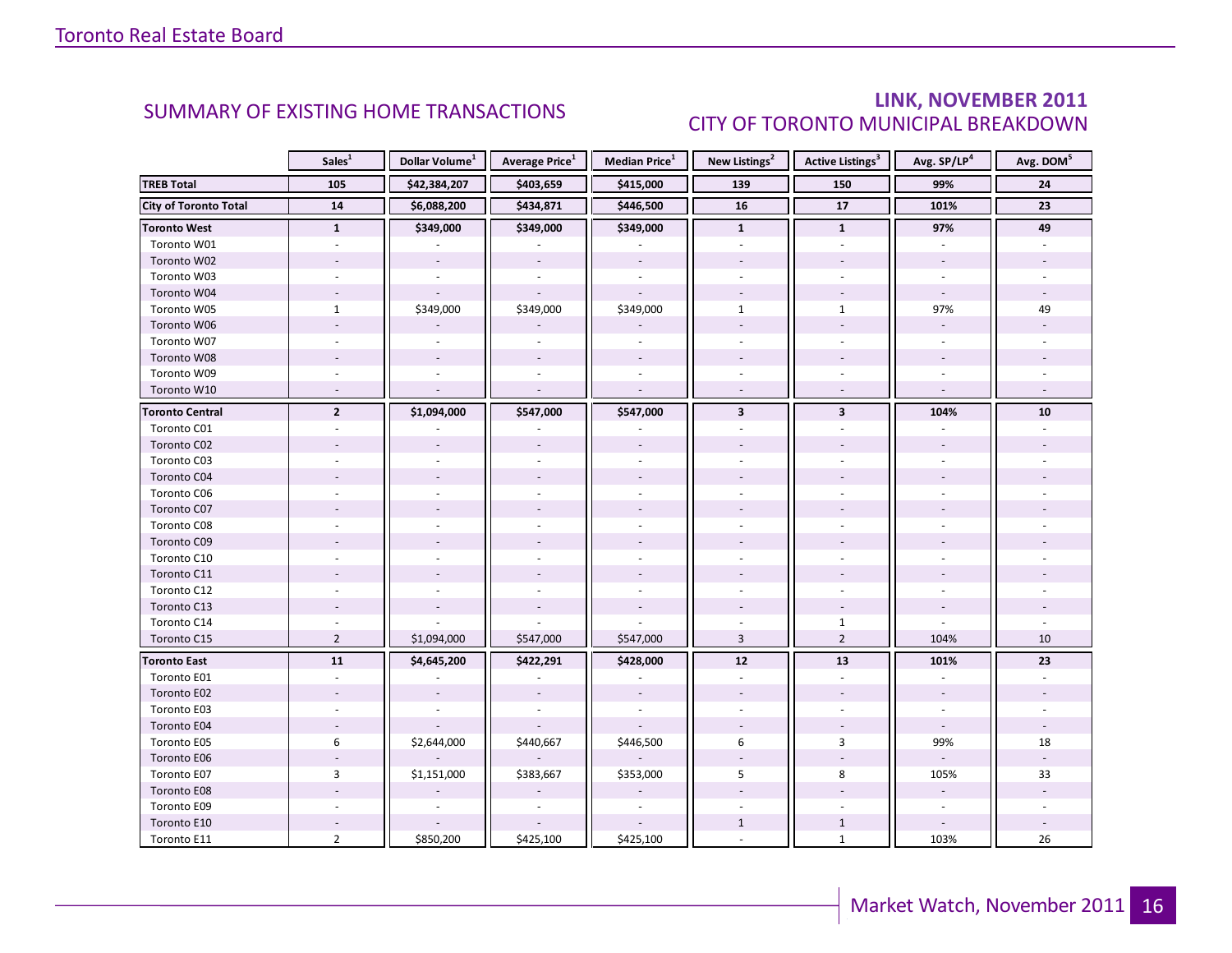## SUMMARY OF EXISTING HOME TRANSACTIONS

## LINK, NOVEMBER 2011
## CITY OF TORONTO MUNICIPAL BREAKDOWN

| | Sales[1] | Dollar Volume[1] | Average Price[1] | Median Price[1] | New Listings[2] | Active Listings[3] | Avg. SP/LP[4] | Avg. DOM[5] |
|---|---|---|---|---|---|---|---|---|
| **TREB Total** | **105** | **$42,384,207** | **$403,659** | **$415,000** | **139** | **150** | **99%** | **24** |
| **City of Toronto Total** | **14** | **$6,088,200** | **$434,871** | **$446,500** | **16** | **17** | **101%** | **23** |
| **Toronto West** | **1** | **$349,000** | **$349,000** | **$349,000** | **1** | **1** | **97%** | **49** |
| Toronto W01 | - | - | - | - | - | - | - | - |
| Toronto W02 | - | - | - | - | - | - | - | - |
| Toronto W03 | - | - | - | - | - | - | - | - |
| Toronto W04 | - | - | - | - | - | - | - | - |
| Toronto W05 | 1 | $349,000 | $349,000 | $349,000 | 1 | 1 | 97% | 49 |
| Toronto W06 | - | - | - | - | - | - | - | - |
| Toronto W07 | - | - | - | - | - | - | - | - |
| Toronto W08 | - | - | - | - | - | - | - | - |
| Toronto W09 | - | - | - | - | - | - | - | - |
| Toronto W10 | - | - | - | - | - | - | - | - |
| **Toronto Central** | **2** | **$1,094,000** | **$547,000** | **$547,000** | **3** | **3** | **104%** | **10** |
| Toronto C01 | - | - | - | - | - | - | - | - |
| Toronto C02 | - | - | - | - | - | - | - | - |
| Toronto C03 | - | - | - | - | - | - | - | - |
| Toronto C04 | - | - | - | - | - | - | - | - |
| Toronto C06 | - | - | - | - | - | - | - | - |
| Toronto C07 | - | - | - | - | - | - | - | - |
| Toronto C08 | - | - | - | - | - | - | - | - |
| Toronto C09 | - | - | - | - | - | - | - | - |
| Toronto C10 | - | - | - | - | - | - | - | - |
| Toronto C11 | - | - | - | - | - | - | - | - |
| Toronto C12 | - | - | - | - | - | - | - | - |
| Toronto C13 | - | - | - | - | - | - | - | - |
| Toronto C14 | - | - | - | - | - | 1 | - | - |
| Toronto C15 | 2 | $1,094,000 | $547,000 | $547,000 | 3 | 2 | 104% | 10 |
| **Toronto East** | **11** | **$4,645,200** | **$422,291** | **$428,000** | **12** | **13** | **101%** | **23** |
| Toronto E01 | - | - | - | - | - | - | - | - |
| Toronto E02 | - | - | - | - | - | - | - | - |
| Toronto E03 | - | - | - | - | - | - | - | - |
| Toronto E04 | - | - | - | - | - | - | - | - |
| Toronto E05 | 6 | $2,644,000 | $440,667 | $446,500 | 6 | 3 | 99% | 18 |
| Toronto E06 | - | - | - | - | - | - | - | - |
| Toronto E07 | 3 | $1,151,000 | $383,667 | $353,000 | 5 | 8 | 105% | 33 |
| Toronto E08 | - | - | - | - | - | - | - | - |
| Toronto E09 | - | - | - | - | - | - | - | - |
| Toronto E10 | - | - | - | - | 1 | 1 | - | - |
| Toronto E11 | 2 | $850,200 | $425,100 | $425,100 | - | 1 | 103% | 26 |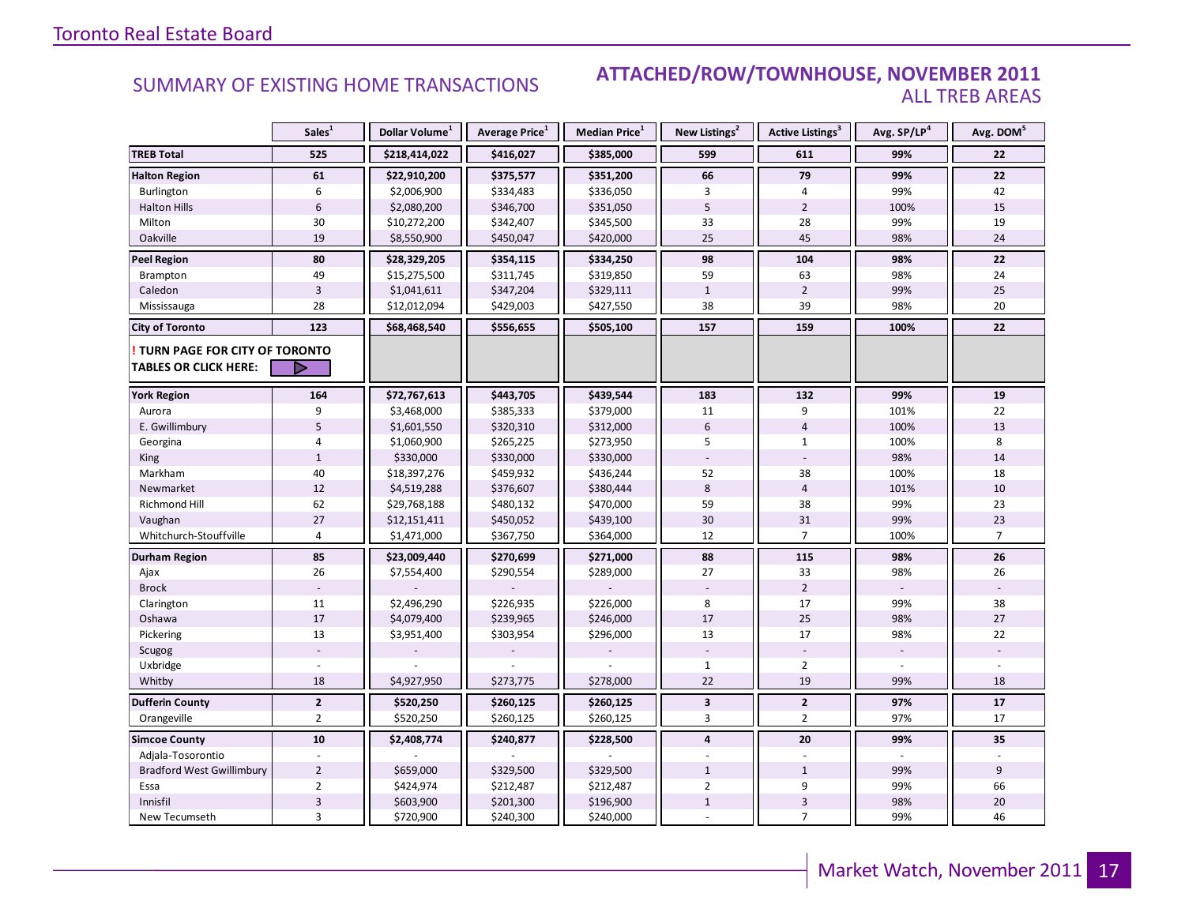Toronto Real Estate Board

## SUMMARY OF EXISTING HOME TRANSACTIONS

## ATTACHED/ROW/TOWNHOUSE, NOVEMBER 2011
### ALL TREB AREAS

| | Sales[1] | Dollar Volume[1] | Average Price[1] | Median Price[1] | New Listings[2] | Active Listings[3] | Avg. SP/LP[4] | Avg. DOM[5] |
|---|---|---|---|---|---|---|---|---|
| **TREB Total** | **525** | **$218,414,022** | **$416,027** | **$385,000** | **599** | **611** | **99%** | **22** |
| **Halton Region** | **61** | **$22,910,200** | **$375,577** | **$351,200** | **66** | **79** | **99%** | **22** |
| Burlington | 6 | $2,006,900 | $334,483 | $336,050 | 3 | 4 | 99% | 42 |
| Halton Hills | 6 | $2,080,200 | $346,700 | $351,050 | 5 | 2 | 100% | 15 |
| Milton | 30 | $10,272,200 | $342,407 | $345,500 | 33 | 28 | 99% | 19 |
| Oakville | 19 | $8,550,900 | $450,047 | $420,000 | 25 | 45 | 98% | 24 |
| **Peel Region** | **80** | **$28,329,205** | **$354,115** | **$334,250** | **98** | **104** | **98%** | **22** |
| Brampton | 49 | $15,275,500 | $311,745 | $319,850 | 59 | 63 | 98% | 24 |
| Caledon | 3 | $1,041,611 | $347,204 | $329,111 | 1 | 2 | 99% | 25 |
| Mississauga | 28 | $12,012,094 | $429,003 | $427,550 | 38 | 39 | 98% | 20 |
| **City of Toronto** | **123** | **$68,468,540** | **$556,655** | **$505,100** | **157** | **159** | **100%** | **22** |
| **! TURN PAGE FOR CITY OF TORONTO TABLES OR CLICK HERE:** | | | | | | | | |
| **York Region** | **164** | **$72,767,613** | **$443,705** | **$439,544** | **183** | **132** | **99%** | **19** |
| Aurora | 9 | $3,468,000 | $385,333 | $379,000 | 11 | 9 | 101% | 22 |
| E. Gwillimbury | 5 | $1,601,550 | $320,310 | $312,000 | 6 | 4 | 100% | 13 |
| Georgina | 4 | $1,060,900 | $265,225 | $273,950 | 5 | 1 | 100% | 8 |
| King | 1 | $330,000 | $330,000 | $330,000 | - | - | 98% | 14 |
| Markham | 40 | $18,397,276 | $459,932 | $436,244 | 52 | 38 | 100% | 18 |
| Newmarket | 12 | $4,519,288 | $376,607 | $380,444 | 8 | 4 | 101% | 10 |
| Richmond Hill | 62 | $29,768,188 | $480,132 | $470,000 | 59 | 38 | 99% | 23 |
| Vaughan | 27 | $12,151,411 | $450,052 | $439,100 | 30 | 31 | 99% | 23 |
| Whitchurch-Stouffville | 4 | $1,471,000 | $367,750 | $364,000 | 12 | 7 | 100% | 7 |
| **Durham Region** | **85** | **$23,009,440** | **$270,699** | **$271,000** | **88** | **115** | **98%** | **26** |
| Ajax | 26 | $7,554,400 | $290,554 | $289,000 | 27 | 33 | 98% | 26 |
| Brock | - | - | - | - | - | 2 | - | - |
| Clarington | 11 | $2,496,290 | $226,935 | $226,000 | 8 | 17 | 99% | 38 |
| Oshawa | 17 | $4,079,400 | $239,965 | $246,000 | 17 | 25 | 98% | 27 |
| Pickering | 13 | $3,951,400 | $303,954 | $296,000 | 13 | 17 | 98% | 22 |
| Scugog | - | - | - | - | - | - | - | - |
| Uxbridge | - | - | - | - | 1 | 2 | - | - |
| Whitby | 18 | $4,927,950 | $273,775 | $278,000 | 22 | 19 | 99% | 18 |
| **Dufferin County** | **2** | **$520,250** | **$260,125** | **$260,125** | **3** | **2** | **97%** | **17** |
| Orangeville | 2 | $520,250 | $260,125 | $260,125 | 3 | 2 | 97% | 17 |
| **Simcoe County** | **10** | **$2,408,774** | **$240,877** | **$228,500** | **4** | **20** | **99%** | **35** |
| Adjala-Tosorontio | - | - | - | - | - | - | - | - |
| Bradford West Gwillimbury | 2 | $659,000 | $329,500 | $329,500 | 1 | 1 | 99% | 9 |
| Essa | 2 | $424,974 | $212,487 | $212,487 | 2 | 9 | 99% | 66 |
| Innisfil | 3 | $603,900 | $201,300 | $196,900 | 1 | 3 | 98% | 20 |
| New Tecumseth | 3 | $720,900 | $240,300 | $240,000 | - | 7 | 99% | 46 |

Market Watch, November 2011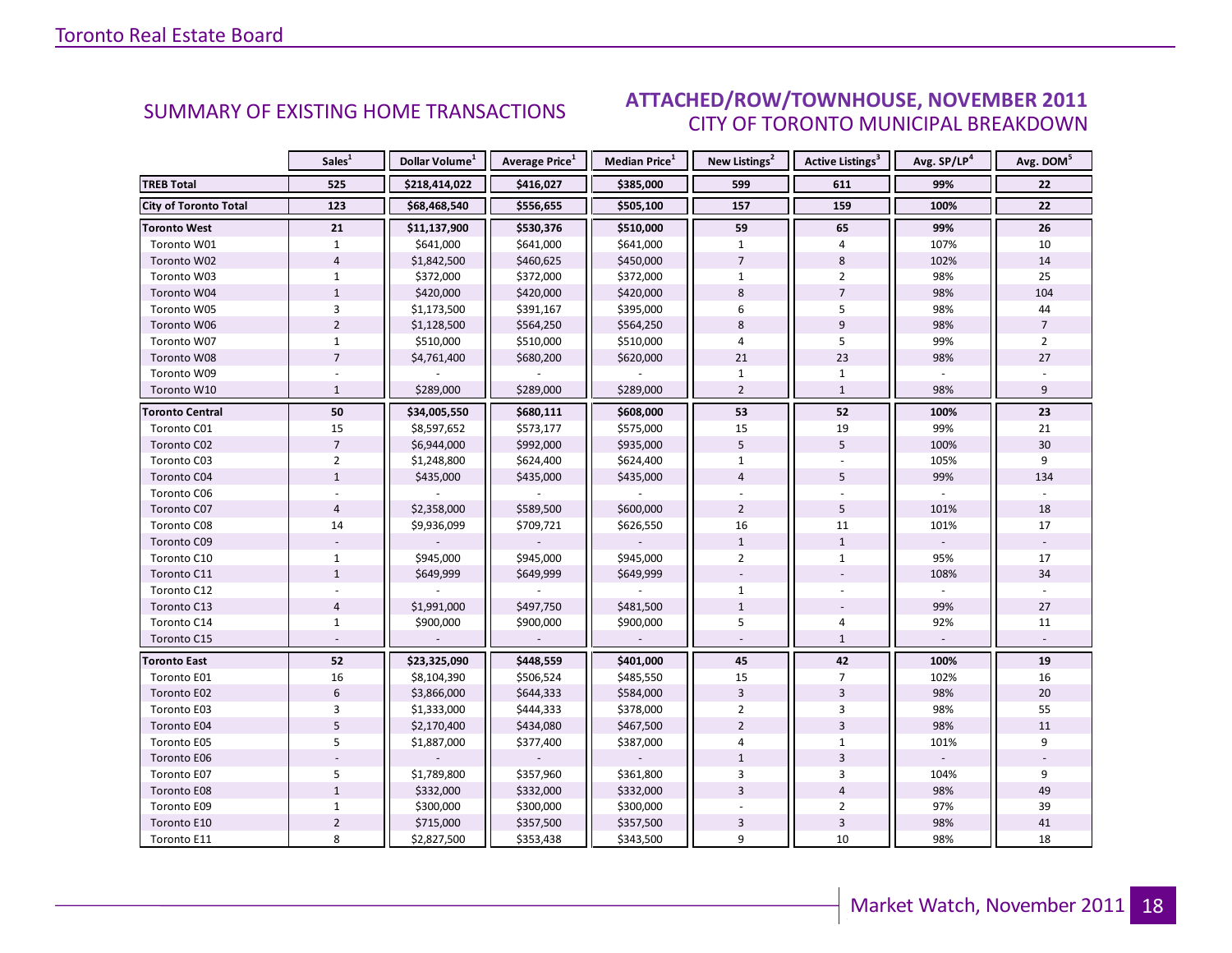SUMMARY OF EXISTING HOME TRANSACTIONS

## ATTACHED/ROW/TOWNHOUSE, NOVEMBER 2011
### CITY OF TORONTO MUNICIPAL BREAKDOWN

| | Sales[1] | Dollar Volume[1] | Average Price[1] | Median Price[1] | New Listings[2] | Active Listings[3] | Avg. SP/LP[4] | Avg. DOM[5] |
|---|---|---|---|---|---|---|---|---|
| **TREB Total** | **525** | **$218,414,022** | **$416,027** | **$385,000** | **599** | **611** | **99%** | **22** |
| **City of Toronto Total** | **123** | **$68,468,540** | **$556,655** | **$505,100** | **157** | **159** | **100%** | **22** |
| **Toronto West** | **21** | **$11,137,900** | **$530,376** | **$510,000** | **59** | **65** | **99%** | **26** |
| Toronto W01 | 1 | $641,000 | $641,000 | $641,000 | 1 | 4 | 107% | 10 |
| Toronto W02 | 4 | $1,842,500 | $460,625 | $450,000 | 7 | 8 | 102% | 14 |
| Toronto W03 | 1 | $372,000 | $372,000 | $372,000 | 1 | 2 | 98% | 25 |
| Toronto W04 | 1 | $420,000 | $420,000 | $420,000 | 8 | 7 | 98% | 104 |
| Toronto W05 | 3 | $1,173,500 | $391,167 | $395,000 | 6 | 5 | 98% | 44 |
| Toronto W06 | 2 | $1,128,500 | $564,250 | $564,250 | 8 | 9 | 98% | 7 |
| Toronto W07 | 1 | $510,000 | $510,000 | $510,000 | 4 | 5 | 99% | 2 |
| Toronto W08 | 7 | $4,761,400 | $680,200 | $620,000 | 21 | 23 | 98% | 27 |
| Toronto W09 | - | - | - | - | 1 | 1 | - | - |
| Toronto W10 | 1 | $289,000 | $289,000 | $289,000 | 2 | 1 | 98% | 9 |
| **Toronto Central** | **50** | **$34,005,550** | **$680,111** | **$608,000** | **53** | **52** | **100%** | **23** |
| Toronto C01 | 15 | $8,597,652 | $573,177 | $575,000 | 15 | 19 | 99% | 21 |
| Toronto C02 | 7 | $6,944,000 | $992,000 | $935,000 | 5 | 5 | 100% | 30 |
| Toronto C03 | 2 | $1,248,800 | $624,400 | $624,400 | 1 | - | 105% | 9 |
| Toronto C04 | 1 | $435,000 | $435,000 | $435,000 | 4 | 5 | 99% | 134 |
| Toronto C06 | - | - | - | - | - | - | - | - |
| Toronto C07 | 4 | $2,358,000 | $589,500 | $600,000 | 2 | 5 | 101% | 18 |
| Toronto C08 | 14 | $9,936,099 | $709,721 | $626,550 | 16 | 11 | 101% | 17 |
| Toronto C09 | - | - | - | - | 1 | 1 | - | - |
| Toronto C10 | 1 | $945,000 | $945,000 | $945,000 | 2 | 1 | 95% | 17 |
| Toronto C11 | 1 | $649,999 | $649,999 | $649,999 | - | - | 108% | 34 |
| Toronto C12 | - | - | - | - | 1 | - | - | - |
| Toronto C13 | 4 | $1,991,000 | $497,750 | $481,500 | 1 | - | 99% | 27 |
| Toronto C14 | 1 | $900,000 | $900,000 | $900,000 | 5 | 4 | 92% | 11 |
| Toronto C15 | - | - | - | - | - | 1 | - | - |
| **Toronto East** | **52** | **$23,325,090** | **$448,559** | **$401,000** | **45** | **42** | **100%** | **19** |
| Toronto E01 | 16 | $8,104,390 | $506,524 | $485,550 | 15 | 7 | 102% | 16 |
| Toronto E02 | 6 | $3,866,000 | $644,333 | $584,000 | 3 | 3 | 98% | 20 |
| Toronto E03 | 3 | $1,333,000 | $444,333 | $378,000 | 2 | 3 | 98% | 55 |
| Toronto E04 | 5 | $2,170,400 | $434,080 | $467,500 | 2 | 3 | 98% | 11 |
| Toronto E05 | 5 | $1,887,000 | $377,400 | $387,000 | 4 | 1 | 101% | 9 |
| Toronto E06 | - | - | - | - | 1 | 3 | - | - |
| Toronto E07 | 5 | $1,789,800 | $357,960 | $361,800 | 3 | 3 | 104% | 9 |
| Toronto E08 | 1 | $332,000 | $332,000 | $332,000 | 3 | 4 | 98% | 49 |
| Toronto E09 | 1 | $300,000 | $300,000 | $300,000 | - | 2 | 97% | 39 |
| Toronto E10 | 2 | $715,000 | $357,500 | $357,500 | 3 | 3 | 98% | 41 |
| Toronto E11 | 8 | $2,827,500 | $353,438 | $343,500 | 9 | 10 | 98% | 18 |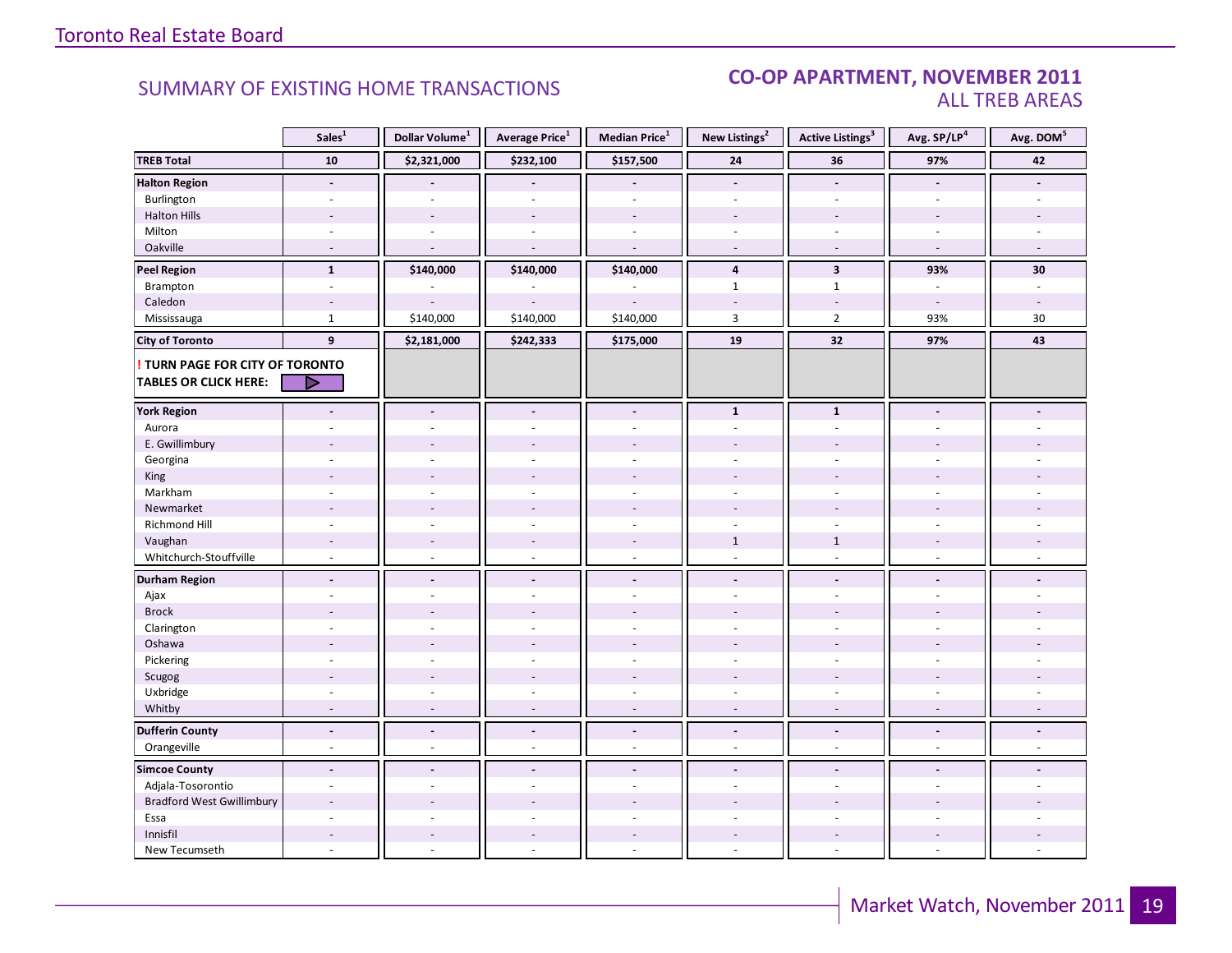Toronto Real Estate Board

## SUMMARY OF EXISTING HOME TRANSACTIONS

## CO-OP APARTMENT, NOVEMBER 2011
ALL TREB AREAS

| | Sales[1] | Dollar Volume[1] | Average Price[1] | Median Price[1] | New Listings[2] | Active Listings[3] | Avg. SP/LP[4] | Avg. DOM[5] |
|---|---|---|---|---|---|---|---|---|
| **TREB Total** | **10** | **$2,321,000** | **$232,100** | **$157,500** | **24** | **36** | **97%** | **42** |
| **Halton Region** | **-** | **-** | **-** | **-** | **-** | **-** | **-** | **-** |
| Burlington | - | - | - | - | - | - | - | - |
| Halton Hills | - | - | - | - | - | - | - | - |
| Milton | - | - | - | - | - | - | - | - |
| Oakville | - | - | - | - | - | - | - | - |
| **Peel Region** | **1** | **$140,000** | **$140,000** | **$140,000** | **4** | **3** | **93%** | **30** |
| Brampton | - | - | - | - | 1 | 1 | - | - |
| Caledon | - | - | - | - | - | - | - | - |
| Mississauga | 1 | $140,000 | $140,000 | $140,000 | 3 | 2 | 93% | 30 |
| **City of Toronto** | **9** | **$2,181,000** | **$242,333** | **$175,000** | **19** | **32** | **97%** | **43** |
| **! TURN PAGE FOR CITY OF TORONTO TABLES OR CLICK HERE:** | | | | | | | | |
| **York Region** | **-** | **-** | **-** | **-** | **1** | **1** | **-** | **-** |
| Aurora | - | - | - | - | - | - | - | - |
| E. Gwillimbury | - | - | - | - | - | - | - | - |
| Georgina | - | - | - | - | - | - | - | - |
| King | - | - | - | - | - | - | - | - |
| Markham | - | - | - | - | - | - | - | - |
| Newmarket | - | - | - | - | - | - | - | - |
| Richmond Hill | - | - | - | - | - | - | - | - |
| Vaughan | - | - | - | - | 1 | 1 | - | - |
| Whitchurch-Stouffville | - | - | - | - | - | - | - | - |
| **Durham Region** | **-** | **-** | **-** | **-** | **-** | **-** | **-** | **-** |
| Ajax | - | - | - | - | - | - | - | - |
| Brock | - | - | - | - | - | - | - | - |
| Clarington | - | - | - | - | - | - | - | - |
| Oshawa | - | - | - | - | - | - | - | - |
| Pickering | - | - | - | - | - | - | - | - |
| Scugog | - | - | - | - | - | - | - | - |
| Uxbridge | - | - | - | - | - | - | - | - |
| Whitby | - | - | - | - | - | - | - | - |
| **Dufferin County** | **-** | **-** | **-** | **-** | **-** | **-** | **-** | **-** |
| Orangeville | - | - | - | - | - | - | - | - |
| **Simcoe County** | **-** | **-** | **-** | **-** | **-** | **-** | **-** | **-** |
| Adjala-Tosorontio | - | - | - | - | - | - | - | - |
| Bradford West Gwillimbury | - | - | - | - | - | - | - | - |
| Essa | - | - | - | - | - | - | - | - |
| Innisfil | - | - | - | - | - | - | - | - |
| New Tecumseth | - | - | - | - | - | - | - | - |

Market Watch, November 2011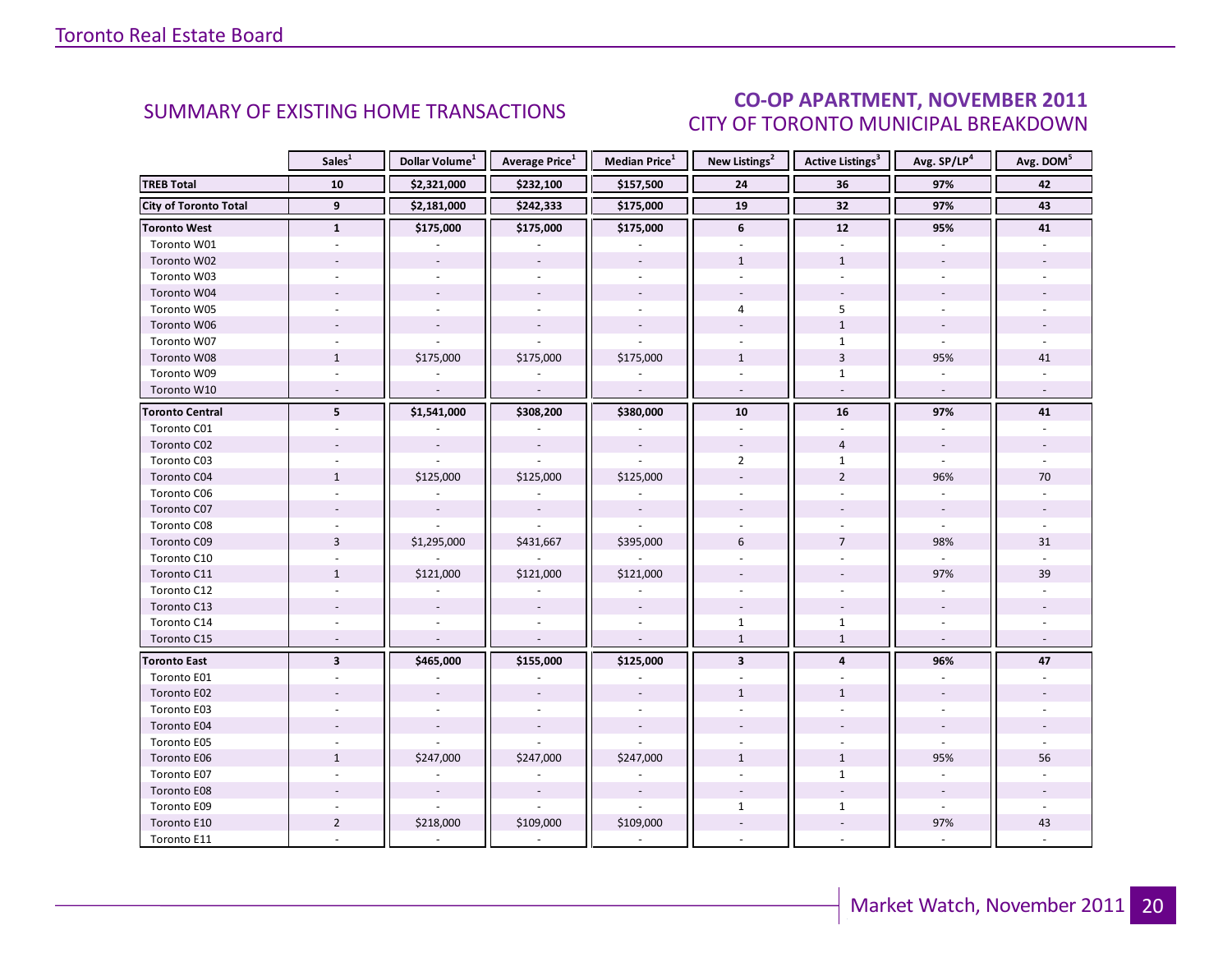## SUMMARY OF EXISTING HOME TRANSACTIONS

## CO-OP APARTMENT, NOVEMBER 2011
### CITY OF TORONTO MUNICIPAL BREAKDOWN

| | Sales[1] | Dollar Volume[1] | Average Price[1] | Median Price[1] | New Listings[2] | Active Listings[3] | Avg. SP/LP[4] | Avg. DOM[5] |
|---|---|---|---|---|---|---|---|---|
| **TREB Total** | **10** | **$2,321,000** | **$232,100** | **$157,500** | **24** | **36** | **97%** | **42** |
| **City of Toronto Total** | **9** | **$2,181,000** | **$242,333** | **$175,000** | **19** | **32** | **97%** | **43** |
| **Toronto West** | **1** | **$175,000** | **$175,000** | **$175,000** | **6** | **12** | **95%** | **41** |
| Toronto W01 | - | - | - | - | - | - | - | - |
| Toronto W02 | - | - | - | - | 1 | 1 | - | - |
| Toronto W03 | - | - | - | - | - | - | - | - |
| Toronto W04 | - | - | - | - | - | - | - | - |
| Toronto W05 | - | - | - | - | 4 | 5 | - | - |
| Toronto W06 | - | - | - | - | - | 1 | - | - |
| Toronto W07 | - | - | - | - | - | 1 | - | - |
| Toronto W08 | 1 | $175,000 | $175,000 | $175,000 | 1 | 3 | 95% | 41 |
| Toronto W09 | - | - | - | - | - | 1 | - | - |
| Toronto W10 | - | - | - | - | - | - | - | - |
| **Toronto Central** | **5** | **$1,541,000** | **$308,200** | **$380,000** | **10** | **16** | **97%** | **41** |
| Toronto C01 | - | - | - | - | - | - | - | - |
| Toronto C02 | - | - | - | - | - | 4 | - | - |
| Toronto C03 | - | - | - | - | 2 | 1 | - | - |
| Toronto C04 | 1 | $125,000 | $125,000 | $125,000 | - | 2 | 96% | 70 |
| Toronto C06 | - | - | - | - | - | - | - | - |
| Toronto C07 | - | - | - | - | - | - | - | - |
| Toronto C08 | - | - | - | - | - | - | - | - |
| Toronto C09 | 3 | $1,295,000 | $431,667 | $395,000 | 6 | 7 | 98% | 31 |
| Toronto C10 | - | - | - | - | - | - | - | - |
| Toronto C11 | 1 | $121,000 | $121,000 | $121,000 | - | - | 97% | 39 |
| Toronto C12 | - | - | - | - | - | - | - | - |
| Toronto C13 | - | - | - | - | - | - | - | - |
| Toronto C14 | - | - | - | - | 1 | 1 | - | - |
| Toronto C15 | - | - | - | - | 1 | 1 | - | - |
| **Toronto East** | **3** | **$465,000** | **$155,000** | **$125,000** | **3** | **4** | **96%** | **47** |
| Toronto E01 | - | - | - | - | - | - | - | - |
| Toronto E02 | - | - | - | - | 1 | 1 | - | - |
| Toronto E03 | - | - | - | - | - | - | - | - |
| Toronto E04 | - | - | - | - | - | - | - | - |
| Toronto E05 | - | - | - | - | - | - | - | - |
| Toronto E06 | 1 | $247,000 | $247,000 | $247,000 | 1 | 1 | 95% | 56 |
| Toronto E07 | - | - | - | - | - | 1 | - | - |
| Toronto E08 | - | - | - | - | - | - | - | - |
| Toronto E09 | - | - | - | - | 1 | 1 | - | - |
| Toronto E10 | 2 | $218,000 | $109,000 | $109,000 | - | - | 97% | 43 |
| Toronto E11 | - | - | - | - | - | - | - | - |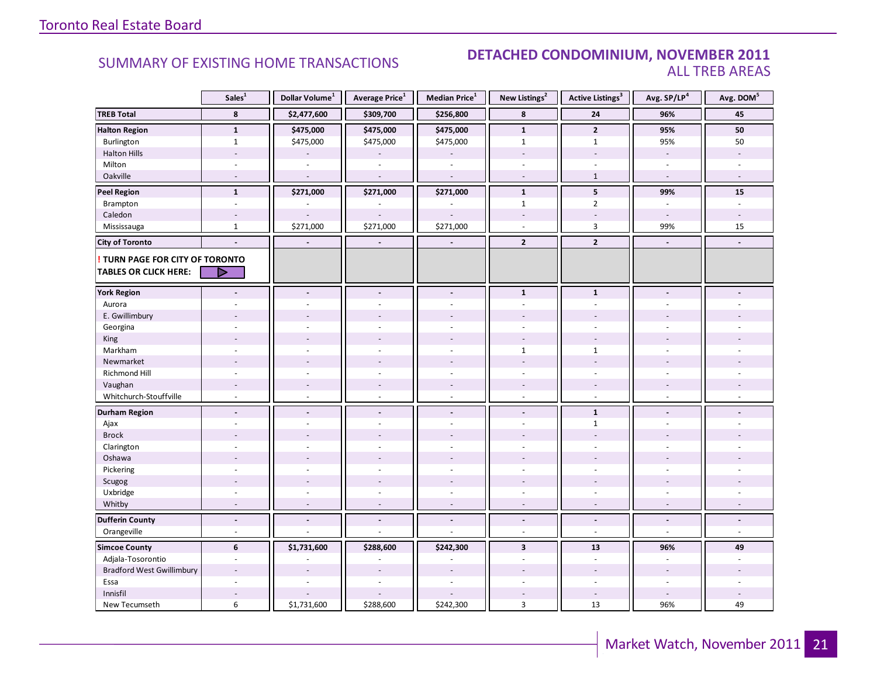# SUMMARY OF EXISTING HOME TRANSACTIONS

## DETACHED CONDOMINIUM, NOVEMBER 2011
## ALL TREB AREAS

| | Sales[1] | Dollar Volume[1] | Average Price[1] | Median Price[1] | New Listings[2] | Active Listings[3] | Avg. SP/LP[4] | Avg. DOM[5] |
|---|---|---|---|---|---|---|---|---|
| **TREB Total** | **8** | **$2,477,600** | **$309,700** | **$256,800** | **8** | **24** | **96%** | **45** |
| **Halton Region** | **1** | **$475,000** | **$475,000** | **$475,000** | **1** | **2** | **95%** | **50** |
| Burlington | 1 | $475,000 | $475,000 | $475,000 | 1 | 1 | 95% | 50 |
| Halton Hills | - | - | - | - | - | - | - | - |
| Milton | - | - | - | - | - | - | - | - |
| Oakville | - | - | - | - | - | 1 | - | - |
| **Peel Region** | **1** | **$271,000** | **$271,000** | **$271,000** | **1** | **5** | **99%** | **15** |
| Brampton | - | - | - | - | 1 | 2 | - | - |
| Caledon | - | - | - | - | - | - | - | - |
| Mississauga | 1 | $271,000 | $271,000 | $271,000 | - | 3 | 99% | 15 |
| **City of Toronto** | **-** | **-** | **-** | **-** | **2** | **2** | **-** | **-** |
| **! TURN PAGE FOR CITY OF TORONTO TABLES OR CLICK HERE:** | | | | | | | | |
| **York Region** | **-** | **-** | **-** | **-** | **1** | **1** | **-** | **-** |
| Aurora | - | - | - | - | - | - | - | - |
| E. Gwillimbury | - | - | - | - | - | - | - | - |
| Georgina | - | - | - | - | - | - | - | - |
| King | - | - | - | - | - | - | - | - |
| Markham | - | - | - | - | 1 | 1 | - | - |
| Newmarket | - | - | - | - | - | - | - | - |
| Richmond Hill | - | - | - | - | - | - | - | - |
| Vaughan | - | - | - | - | - | - | - | - |
| Whitchurch-Stouffville | - | - | - | - | - | - | - | - |
| **Durham Region** | **-** | **-** | **-** | **-** | **-** | **1** | **-** | **-** |
| Ajax | - | - | - | - | - | 1 | - | - |
| Brock | - | - | - | - | - | - | - | - |
| Clarington | - | - | - | - | - | - | - | - |
| Oshawa | - | - | - | - | - | - | - | - |
| Pickering | - | - | - | - | - | - | - | - |
| Scugog | - | - | - | - | - | - | - | - |
| Uxbridge | - | - | - | - | - | - | - | - |
| Whitby | - | - | - | - | - | - | - | - |
| **Dufferin County** | **-** | **-** | **-** | **-** | **-** | **-** | **-** | **-** |
| Orangeville | - | - | - | - | - | - | - | - |
| **Simcoe County** | **6** | **$1,731,600** | **$288,600** | **$242,300** | **3** | **13** | **96%** | **49** |
| Adjala-Tosorontio | - | - | - | - | - | - | - | - |
| Bradford West Gwillimbury | - | - | - | - | - | - | - | - |
| Essa | - | - | - | - | - | - | - | - |
| Innisfil | - | - | - | - | - | - | - | - |
| New Tecumseth | 6 | $1,731,600 | $288,600 | $242,300 | 3 | 13 | 96% | 49 |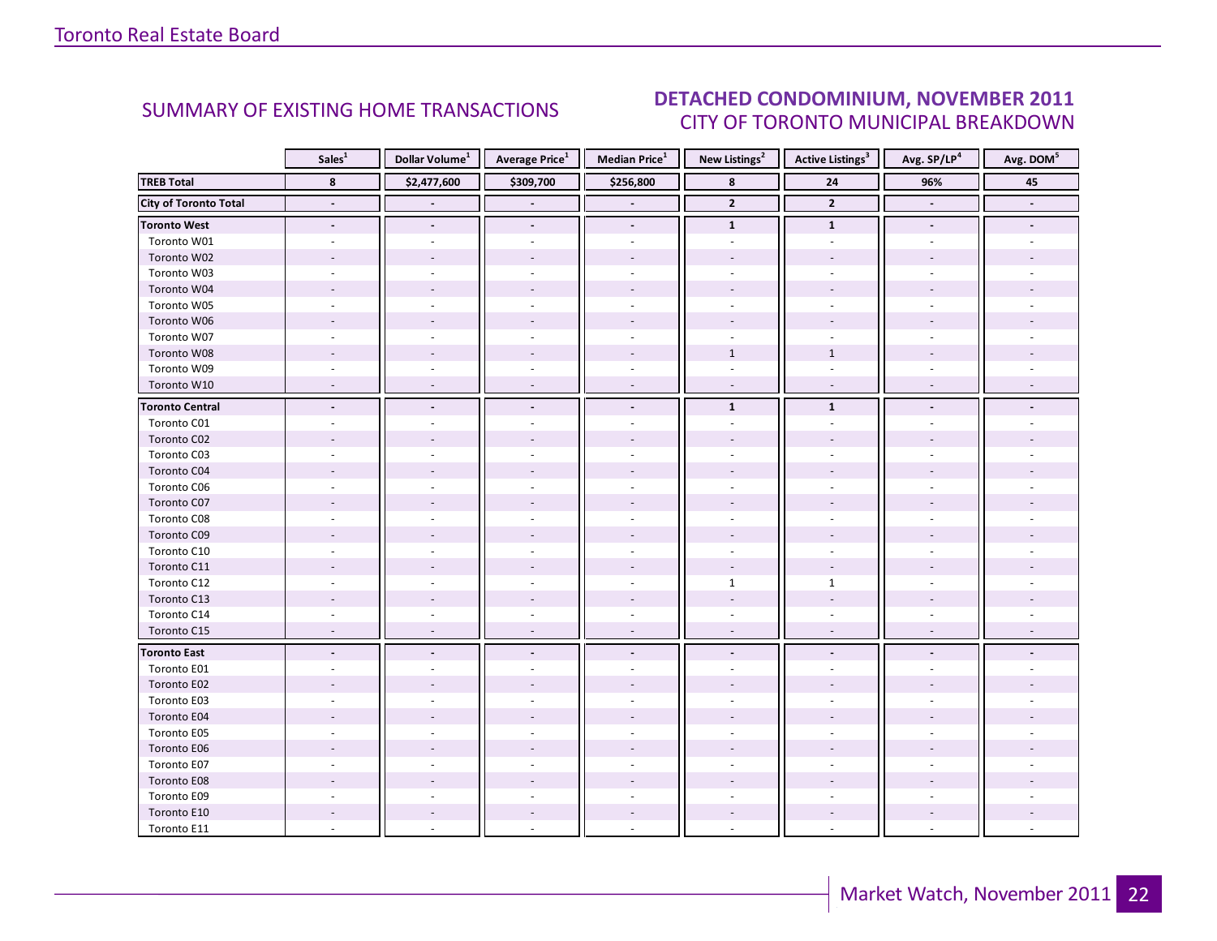## SUMMARY OF EXISTING HOME TRANSACTIONS

## DETACHED CONDOMINIUM, NOVEMBER 2011
CITY OF TORONTO MUNICIPAL BREAKDOWN

| | Sales[1] | Dollar Volume[1] | Average Price[1] | Median Price[1] | New Listings[2] | Active Listings[3] | Avg. SP/LP[4] | Avg. DOM[5] |
|---|---|---|---|---|---|---|---|---|
| **TREB Total** | **8** | **$2,477,600** | **$309,700** | **$256,800** | **8** | **24** | **96%** | **45** |
| **City of Toronto Total** | **-** | **-** | **-** | **-** | **2** | **2** | **-** | **-** |
| **Toronto West** | **-** | **-** | **-** | **-** | **1** | **1** | **-** | **-** |
| Toronto W01 | - | - | - | - | - | - | - | - |
| Toronto W02 | - | - | - | - | - | - | - | - |
| Toronto W03 | - | - | - | - | - | - | - | - |
| Toronto W04 | - | - | - | - | - | - | - | - |
| Toronto W05 | - | - | - | - | - | - | - | - |
| Toronto W06 | - | - | - | - | - | - | - | - |
| Toronto W07 | - | - | - | - | - | - | - | - |
| Toronto W08 | - | - | - | - | 1 | 1 | - | - |
| Toronto W09 | - | - | - | - | - | - | - | - |
| Toronto W10 | - | - | - | - | - | - | - | - |
| **Toronto Central** | **-** | **-** | **-** | **-** | **1** | **1** | **-** | **-** |
| Toronto C01 | - | - | - | - | - | - | - | - |
| Toronto C02 | - | - | - | - | - | - | - | - |
| Toronto C03 | - | - | - | - | - | - | - | - |
| Toronto C04 | - | - | - | - | - | - | - | - |
| Toronto C06 | - | - | - | - | - | - | - | - |
| Toronto C07 | - | - | - | - | - | - | - | - |
| Toronto C08 | - | - | - | - | - | - | - | - |
| Toronto C09 | - | - | - | - | - | - | - | - |
| Toronto C10 | - | - | - | - | - | - | - | - |
| Toronto C11 | - | - | - | - | - | - | - | - |
| Toronto C12 | - | - | - | - | 1 | 1 | - | - |
| Toronto C13 | - | - | - | - | - | - | - | - |
| Toronto C14 | - | - | - | - | - | - | - | - |
| Toronto C15 | - | - | - | - | - | - | - | - |
| **Toronto East** | **-** | **-** | **-** | **-** | **-** | **-** | **-** | **-** |
| Toronto E01 | - | - | - | - | - | - | - | - |
| Toronto E02 | - | - | - | - | - | - | - | - |
| Toronto E03 | - | - | - | - | - | - | - | - |
| Toronto E04 | - | - | - | - | - | - | - | - |
| Toronto E05 | - | - | - | - | - | - | - | - |
| Toronto E06 | - | - | - | - | - | - | - | - |
| Toronto E07 | - | - | - | - | - | - | - | - |
| Toronto E08 | - | - | - | - | - | - | - | - |
| Toronto E09 | - | - | - | - | - | - | - | - |
| Toronto E10 | - | - | - | - | - | - | - | - |
| Toronto E11 | - | - | - | - | - | - | - | - |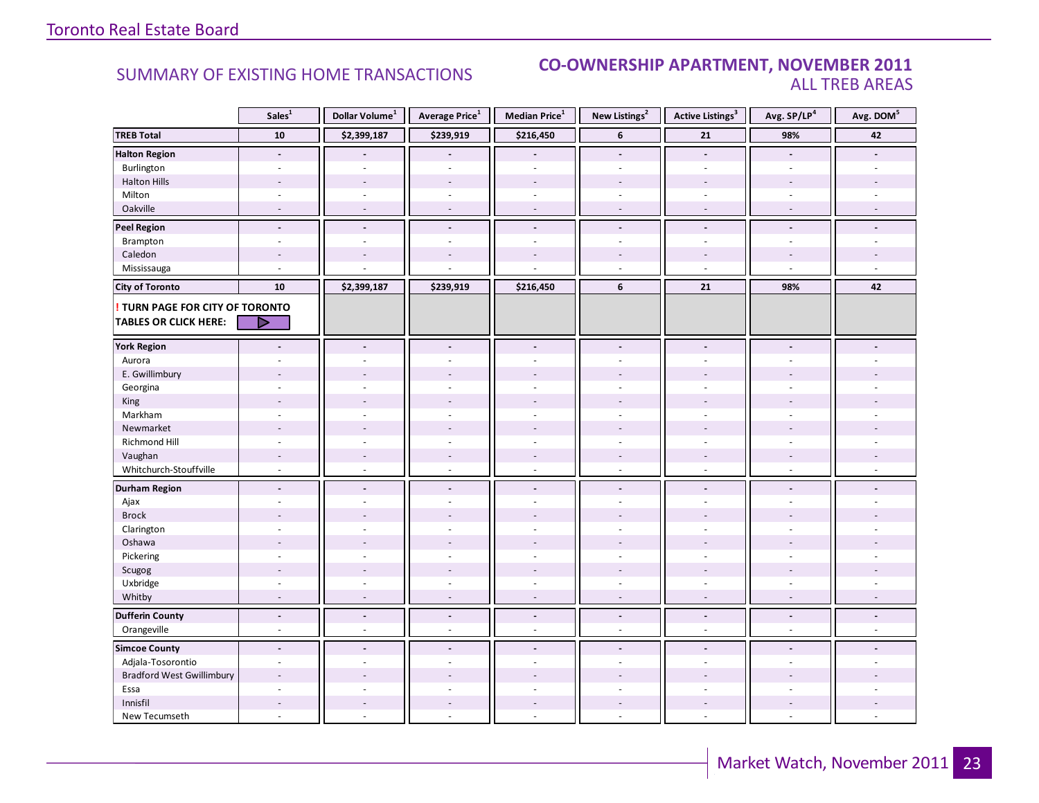Toronto Real Estate Board

SUMMARY OF EXISTING HOME TRANSACTIONS

## CO-OWNERSHIP APARTMENT, NOVEMBER 2011
ALL TREB AREAS

| | Sales[1] | Dollar Volume[1] | Average Price[1] | Median Price[1] | New Listings[2] | Active Listings[3] | Avg. SP/LP[4] | Avg. DOM[5] |
|---|---|---|---|---|---|---|---|---|
| **TREB Total** | **10** | **$2,399,187** | **$239,919** | **$216,450** | **6** | **21** | **98%** | **42** |
| **Halton Region** | **-** | **-** | **-** | **-** | **-** | **-** | **-** | **-** |
| Burlington | - | - | - | - | - | - | - | - |
| Halton Hills | - | - | - | - | - | - | - | - |
| Milton | - | - | - | - | - | - | - | - |
| Oakville | - | - | - | - | - | - | - | - |
| **Peel Region** | **-** | **-** | **-** | **-** | **-** | **-** | **-** | **-** |
| Brampton | - | - | - | - | - | - | - | - |
| Caledon | - | - | - | - | - | - | - | - |
| Mississauga | - | - | - | - | - | - | - | - |
| **City of Toronto** | **10** | **$2,399,187** | **$239,919** | **$216,450** | **6** | **21** | **98%** | **42** |
| **! TURN PAGE FOR CITY OF TORONTO TABLES OR CLICK HERE:** | | | | | | | | |
| **York Region** | **-** | **-** | **-** | **-** | **-** | **-** | **-** | **-** |
| Aurora | - | - | - | - | - | - | - | - |
| E. Gwillimbury | - | - | - | - | - | - | - | - |
| Georgina | - | - | - | - | - | - | - | - |
| King | - | - | - | - | - | - | - | - |
| Markham | - | - | - | - | - | - | - | - |
| Newmarket | - | - | - | - | - | - | - | - |
| Richmond Hill | - | - | - | - | - | - | - | - |
| Vaughan | - | - | - | - | - | - | - | - |
| Whitchurch-Stouffville | - | - | - | - | - | - | - | - |
| **Durham Region** | **-** | **-** | **-** | **-** | **-** | **-** | **-** | **-** |
| Ajax | - | - | - | - | - | - | - | - |
| Brock | - | - | - | - | - | - | - | - |
| Clarington | - | - | - | - | - | - | - | - |
| Oshawa | - | - | - | - | - | - | - | - |
| Pickering | - | - | - | - | - | - | - | - |
| Scugog | - | - | - | - | - | - | - | - |
| Uxbridge | - | - | - | - | - | - | - | - |
| Whitby | - | - | - | - | - | - | - | - |
| **Dufferin County** | **-** | **-** | **-** | **-** | **-** | **-** | **-** | **-** |
| Orangeville | - | - | - | - | - | - | - | - |
| **Simcoe County** | **-** | **-** | **-** | **-** | **-** | **-** | **-** | **-** |
| Adjala-Tosorontio | - | - | - | - | - | - | - | - |
| Bradford West Gwillimbury | - | - | - | - | - | - | - | - |
| Essa | - | - | - | - | - | - | - | - |
| Innisfil | - | - | - | - | - | - | - | - |
| New Tecumseth | - | - | - | - | - | - | - | - |

Market Watch, November 2011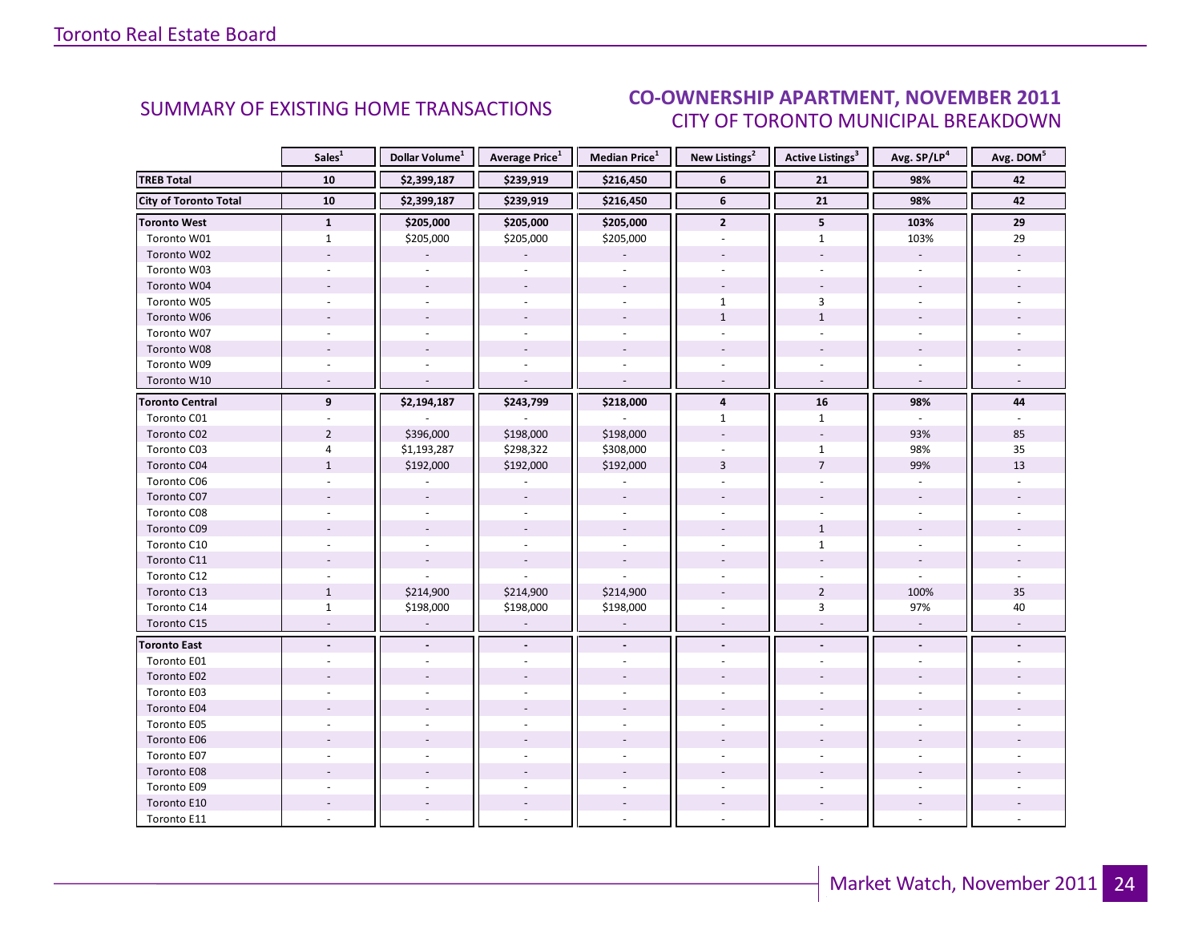SUMMARY OF EXISTING HOME TRANSACTIONS

## CO-OWNERSHIP APARTMENT, NOVEMBER 2011
CITY OF TORONTO MUNICIPAL BREAKDOWN

| | Sales[1] | Dollar Volume[1] | Average Price[1] | Median Price[1] | New Listings[2] | Active Listings[3] | Avg. SP/LP[4] | Avg. DOM[5] |
|---|---|---|---|---|---|---|---|---|
| **TREB Total** | **10** | **$2,399,187** | **$239,919** | **$216,450** | **6** | **21** | **98%** | **42** |
| **City of Toronto Total** | **10** | **$2,399,187** | **$239,919** | **$216,450** | **6** | **21** | **98%** | **42** |
| **Toronto West** | **1** | **$205,000** | **$205,000** | **$205,000** | **2** | **5** | **103%** | **29** |
| Toronto W01 | 1 | $205,000 | $205,000 | $205,000 | - | 1 | 103% | 29 |
| Toronto W02 | - | - | - | - | - | - | - | - |
| Toronto W03 | - | - | - | - | - | - | - | - |
| Toronto W04 | - | - | - | - | - | - | - | - |
| Toronto W05 | - | - | - | - | 1 | 3 | - | - |
| Toronto W06 | - | - | - | - | 1 | 1 | - | - |
| Toronto W07 | - | - | - | - | - | - | - | - |
| Toronto W08 | - | - | - | - | - | - | - | - |
| Toronto W09 | - | - | - | - | - | - | - | - |
| Toronto W10 | - | - | - | - | - | - | - | - |
| **Toronto Central** | **9** | **$2,194,187** | **$243,799** | **$218,000** | **4** | **16** | **98%** | **44** |
| Toronto C01 | - | - | - | - | 1 | 1 | - | - |
| Toronto C02 | 2 | $396,000 | $198,000 | $198,000 | - | - | 93% | 85 |
| Toronto C03 | 4 | $1,193,287 | $298,322 | $308,000 | - | 1 | 98% | 35 |
| Toronto C04 | 1 | $192,000 | $192,000 | $192,000 | 3 | 7 | 99% | 13 |
| Toronto C06 | - | - | - | - | - | - | - | - |
| Toronto C07 | - | - | - | - | - | - | - | - |
| Toronto C08 | - | - | - | - | - | - | - | - |
| Toronto C09 | - | - | - | - | - | 1 | - | - |
| Toronto C10 | - | - | - | - | - | 1 | - | - |
| Toronto C11 | - | - | - | - | - | - | - | - |
| Toronto C12 | - | - | - | - | - | - | - | - |
| Toronto C13 | 1 | $214,900 | $214,900 | $214,900 | - | 2 | 100% | 35 |
| Toronto C14 | 1 | $198,000 | $198,000 | $198,000 | - | 3 | 97% | 40 |
| Toronto C15 | - | - | - | - | - | - | - | - |
| **Toronto East** | **-** | **-** | **-** | **-** | **-** | **-** | **-** | **-** |
| Toronto E01 | - | - | - | - | - | - | - | - |
| Toronto E02 | - | - | - | - | - | - | - | - |
| Toronto E03 | - | - | - | - | - | - | - | - |
| Toronto E04 | - | - | - | - | - | - | - | - |
| Toronto E05 | - | - | - | - | - | - | - | - |
| Toronto E06 | - | - | - | - | - | - | - | - |
| Toronto E07 | - | - | - | - | - | - | - | - |
| Toronto E08 | - | - | - | - | - | - | - | - |
| Toronto E09 | - | - | - | - | - | - | - | - |
| Toronto E10 | - | - | - | - | - | - | - | - |
| Toronto E11 | - | - | - | - | - | - | - | - |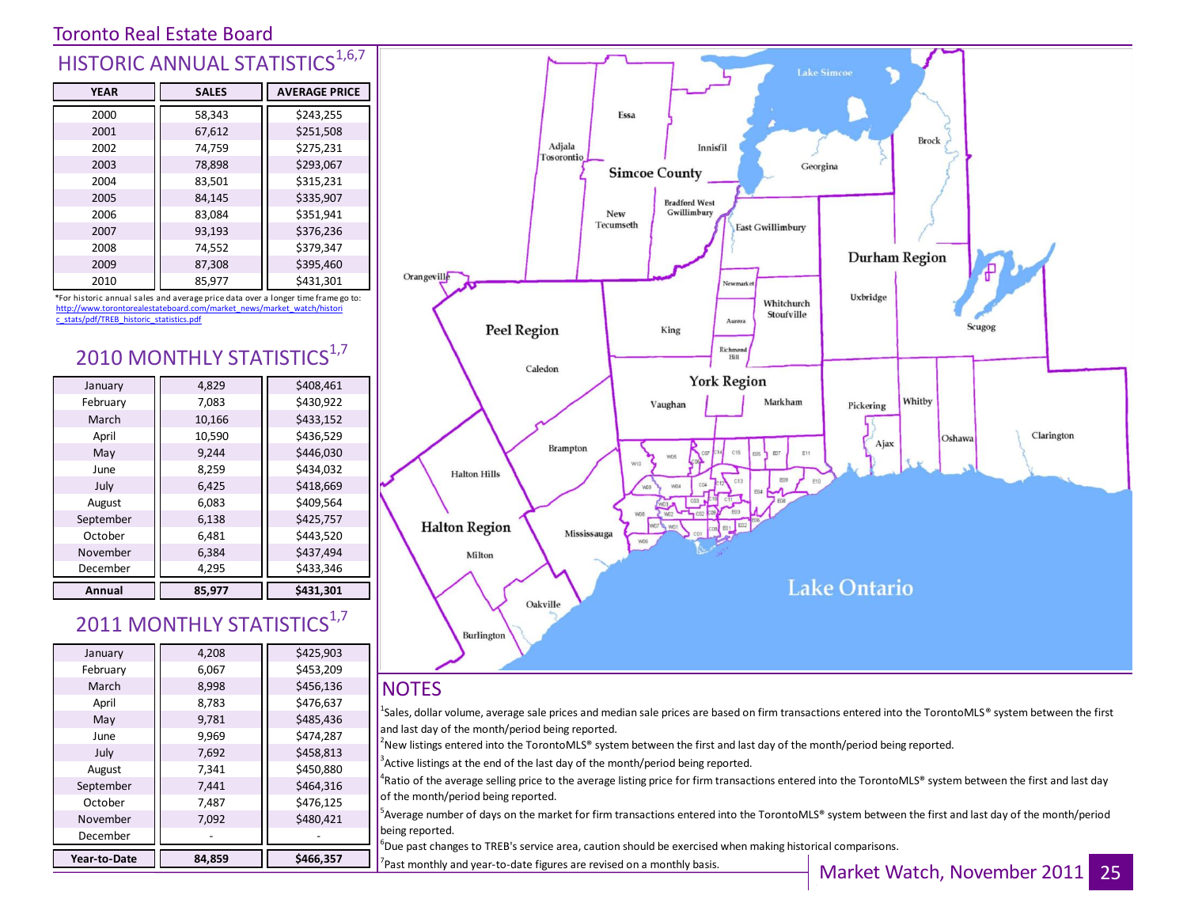Toronto Real Estate Board

## HISTORIC ANNUAL STATISTICS[1,6,7]

| YEAR | SALES | AVERAGE PRICE |
|---|---|---|
| 2000 | 58,343 | $243,255 |
| 2001 | 67,612 | $251,508 |
| 2002 | 74,759 | $275,231 |
| 2003 | 78,898 | $293,067 |
| 2004 | 83,501 | $315,231 |
| 2005 | 84,145 | $335,907 |
| 2006 | 83,084 | $351,941 |
| 2007 | 93,193 | $376,236 |
| 2008 | 74,552 | $379,347 |
| 2009 | 87,308 | $395,460 |
| 2010 | 85,977 | $431,301 |

*For historic annual sales and average price data over a longer time frame go to: http://www.torontorealestateboard.com/market_news/market_watch/historic_stats/pdf/TREB_historic_statistics.pdf

## 2010 MONTHLY STATISTICS[1,7]

| | | |
|---|---|---|
| January | 4,829 | $408,461 |
| February | 7,083 | $430,922 |
| March | 10,166 | $433,152 |
| April | 10,590 | $436,529 |
| May | 9,244 | $446,030 |
| June | 8,259 | $434,032 |
| July | 6,425 | $418,669 |
| August | 6,083 | $409,564 |
| September | 6,138 | $425,757 |
| October | 6,481 | $443,520 |
| November | 6,384 | $437,494 |
| December | 4,295 | $433,346 |
| **Annual** | **85,977** | **$431,301** |

## 2011 MONTHLY STATISTICS[1,7]

| | | |
|---|---|---|
| January | 4,208 | $425,903 |
| February | 6,067 | $453,209 |
| March | 8,998 | $456,136 |
| April | 8,783 | $476,637 |
| May | 9,781 | $485,436 |
| June | 9,969 | $474,287 |
| July | 7,692 | $458,813 |
| August | 7,341 | $450,880 |
| September | 7,441 | $464,316 |
| October | 7,487 | $476,125 |
| November | 7,092 | $480,421 |
| December | - | - |
| **Year-to-Date** | **84,859** | **$466,357** |

Lake Simcoe
Essa
Adjala Tosorontio
Innisfil
Brock
Simcoe County
Georgina
New Tecumseth
Bradford West Gwillimbury
East Gwillimbury
Durham Region
Orangeville
Newmarket
Whitchurch Stouffville
Uxbridge
Aurora
Peel Region
King
Scugog
Richmond Hill
Caledon
York Region
Vaughan
Markham
Pickering
Whitby
Ajax
Oshawa
Clarington
Brampton
Halton Hills
Halton Region
Mississauga
Milton
Lake Ontario
Oakville
Burlington

## NOTES

[1]Sales, dollar volume, average sale prices and median sale prices are based on firm transactions entered into the TorontoMLS® system between the first and last day of the month/period being reported.

[2]New listings entered into the TorontoMLS® system between the first and last day of the month/period being reported.

[3]Active listings at the end of the last day of the month/period being reported.

[4]Ratio of the average selling price to the average listing price for firm transactions entered into the TorontoMLS® system between the first and last day of the month/period being reported.

[5]Average number of days on the market for firm transactions entered into the TorontoMLS® system between the first and last day of the month/period being reported.

[6]Due past changes to TREB's service area, caution should be exercised when making historical comparisons.

[7]Past monthly and year-to-date figures are revised on a monthly basis.